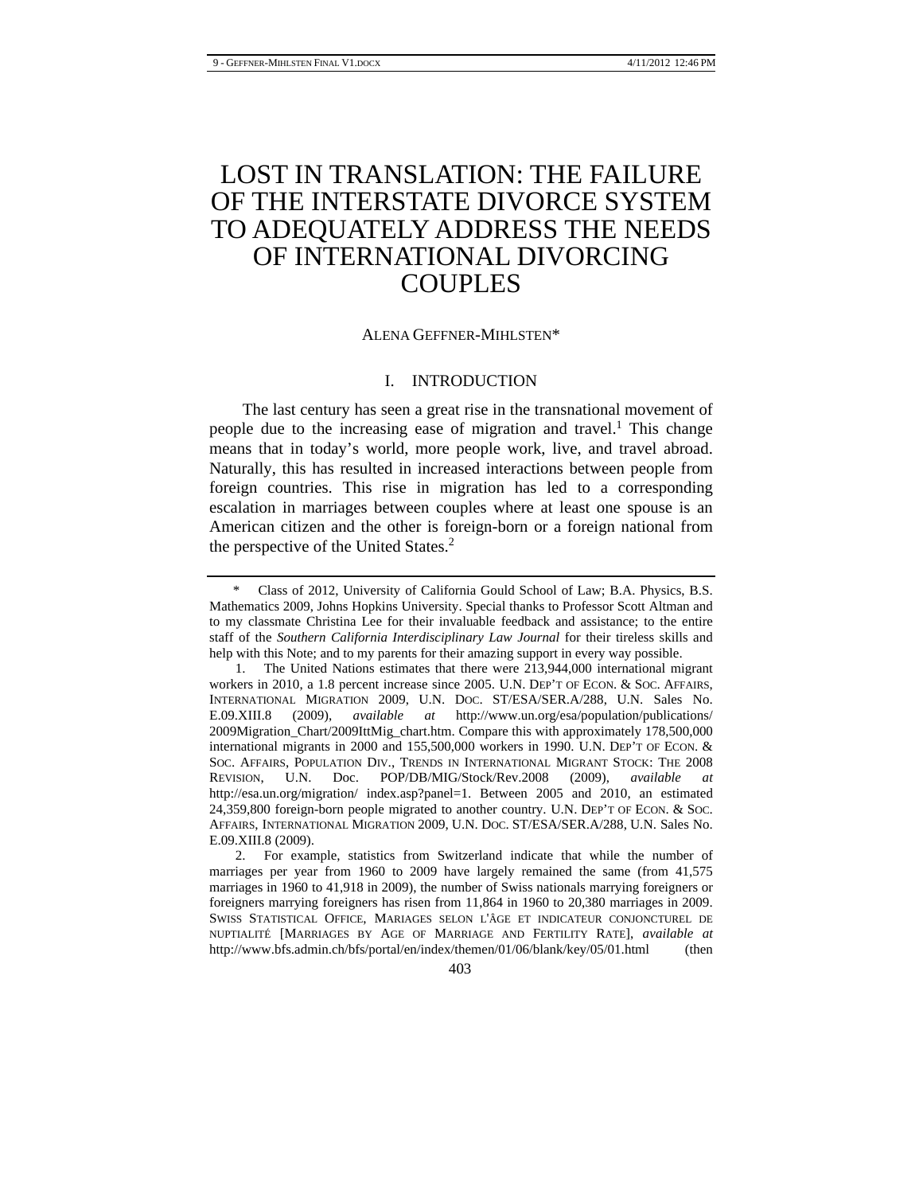# LOST IN TRANSLATION: THE FAILURE OF THE INTERSTATE DIVORCE SYSTEM TO ADEQUATELY ADDRESS THE NEEDS OF INTERNATIONAL DIVORCING COUPLES

ALENA GEFFNER-MIHLSTEN*

## I. INTRODUCTION

The last century has seen a great rise in the transnational movement of people due to the increasing ease of migration and travel.[1] This change means that in today's world, more people work, live, and travel abroad. Naturally, this has resulted in increased interactions between people from foreign countries. This rise in migration has led to a corresponding escalation in marriages between couples where at least one spouse is an American citizen and the other is foreign-born or a foreign national from the perspective of the United States.[2]

---

\* Class of 2012, University of California Gould School of Law; B.A. Physics, B.S. Mathematics 2009, Johns Hopkins University. Special thanks to Professor Scott Altman and to my classmate Christina Lee for their invaluable feedback and assistance; to the entire staff of the *Southern California Interdisciplinary Law Journal* for their tireless skills and help with this Note; and to my parents for their amazing support in every way possible.

1. The United Nations estimates that there were 213,944,000 international migrant workers in 2010, a 1.8 percent increase since 2005. U.N. DEP'T OF ECON. & SOC. AFFAIRS, INTERNATIONAL MIGRATION 2009, U.N. DOC. ST/ESA/SER.A/288, U.N. Sales No. E.09.XIII.8 (2009), *available at* http://www.un.org/esa/population/publications/2009Migration_Chart/2009IttMig_chart.htm. Compare this with approximately 178,500,000 international migrants in 2000 and 155,500,000 workers in 1990. U.N. DEP'T OF ECON. & SOC. AFFAIRS, POPULATION DIV., TRENDS IN INTERNATIONAL MIGRANT STOCK: THE 2008 REVISION, U.N. Doc. POP/DB/MIG/Stock/Rev.2008 (2009), *available at* http://esa.un.org/migration/ index.asp?panel=1. Between 2005 and 2010, an estimated 24,359,800 foreign-born people migrated to another country. U.N. DEP'T OF ECON. & SOC. AFFAIRS, INTERNATIONAL MIGRATION 2009, U.N. DOC. ST/ESA/SER.A/288, U.N. Sales No. E.09.XIII.8 (2009).

2. For example, statistics from Switzerland indicate that while the number of marriages per year from 1960 to 2009 have largely remained the same (from 41,575 marriages in 1960 to 41,918 in 2009), the number of Swiss nationals marrying foreigners or foreigners marrying foreigners has risen from 11,864 in 1960 to 20,380 marriages in 2009. SWISS STATISTICAL OFFICE, MARIAGES SELON L'ÂGE ET INDICATEUR CONJONCTUREL DE NUPTIALITÉ [MARRIAGES BY AGE OF MARRIAGE AND FERTILITY RATE], *available at* http://www.bfs.admin.ch/bfs/portal/en/index/themen/01/06/blank/key/05/01.html (then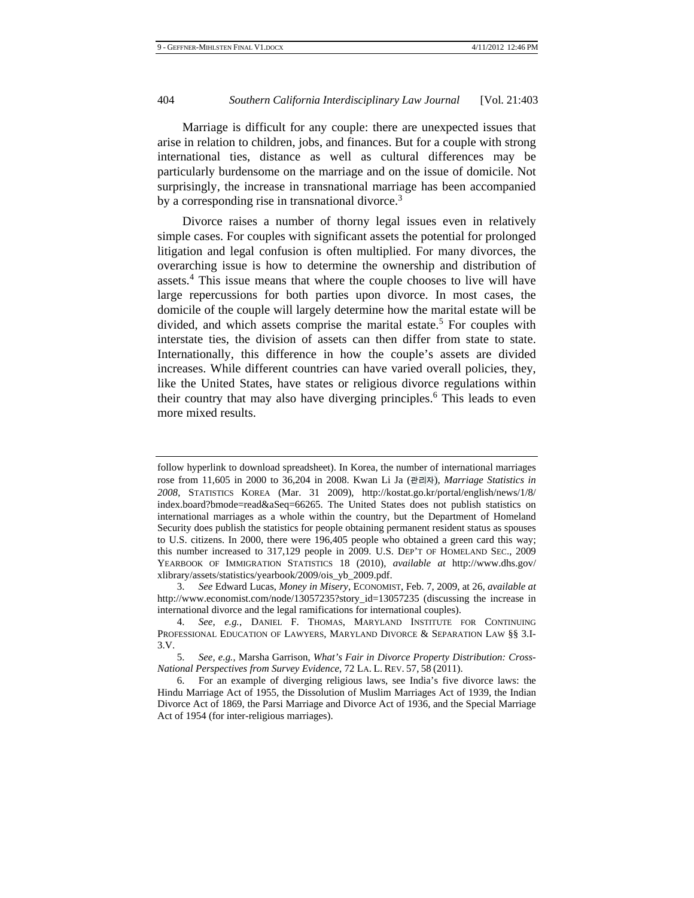Marriage is difficult for any couple: there are unexpected issues that arise in relation to children, jobs, and finances. But for a couple with strong international ties, distance as well as cultural differences may be particularly burdensome on the marriage and on the issue of domicile. Not surprisingly, the increase in transnational marriage has been accompanied by a corresponding rise in transnational divorce.[3]

Divorce raises a number of thorny legal issues even in relatively simple cases. For couples with significant assets the potential for prolonged litigation and legal confusion is often multiplied. For many divorces, the overarching issue is how to determine the ownership and distribution of assets.[4] This issue means that where the couple chooses to live will have large repercussions for both parties upon divorce. In most cases, the domicile of the couple will largely determine how the marital estate will be divided, and which assets comprise the marital estate.[5] For couples with interstate ties, the division of assets can then differ from state to state. Internationally, this difference in how the couple's assets are divided increases. While different countries can have varied overall policies, they, like the United States, have states or religious divorce regulations within their country that may also have diverging principles.[6] This leads to even more mixed results.

---

follow hyperlink to download spreadsheet). In Korea, the number of international marriages rose from 11,605 in 2000 to 36,204 in 2008. Kwan Li Ja (관리자), *Marriage Statistics in 2008*, STATISTICS KOREA (Mar. 31 2009), http://kostat.go.kr/portal/english/news/1/8/index.board?bmode=read&aSeq=66265. The United States does not publish statistics on international marriages as a whole within the country, but the Department of Homeland Security does publish the statistics for people obtaining permanent resident status as spouses to U.S. citizens. In 2000, there were 196,405 people who obtained a green card this way; this number increased to 317,129 people in 2009. U.S. DEP'T OF HOMELAND SEC., 2009 YEARBOOK OF IMMIGRATION STATISTICS 18 (2010), *available at* http://www.dhs.gov/xlibrary/assets/statistics/yearbook/2009/ois_yb_2009.pdf.

3. *See* Edward Lucas, *Money in Misery*, ECONOMIST, Feb. 7, 2009, at 26, *available at* http://www.economist.com/node/13057235?story_id=13057235 (discussing the increase in international divorce and the legal ramifications for international couples).

4. *See, e.g.*, DANIEL F. THOMAS, MARYLAND INSTITUTE FOR CONTINUING PROFESSIONAL EDUCATION OF LAWYERS, MARYLAND DIVORCE & SEPARATION LAW §§ 3.I-3.V.

5. *See, e.g.*, Marsha Garrison, *What's Fair in Divorce Property Distribution: Cross-National Perspectives from Survey Evidence*, 72 LA. L. REV. 57, 58 (2011).

6. For an example of diverging religious laws, see India's five divorce laws: the Hindu Marriage Act of 1955, the Dissolution of Muslim Marriages Act of 1939, the Indian Divorce Act of 1869, the Parsi Marriage and Divorce Act of 1936, and the Special Marriage Act of 1954 (for inter-religious marriages).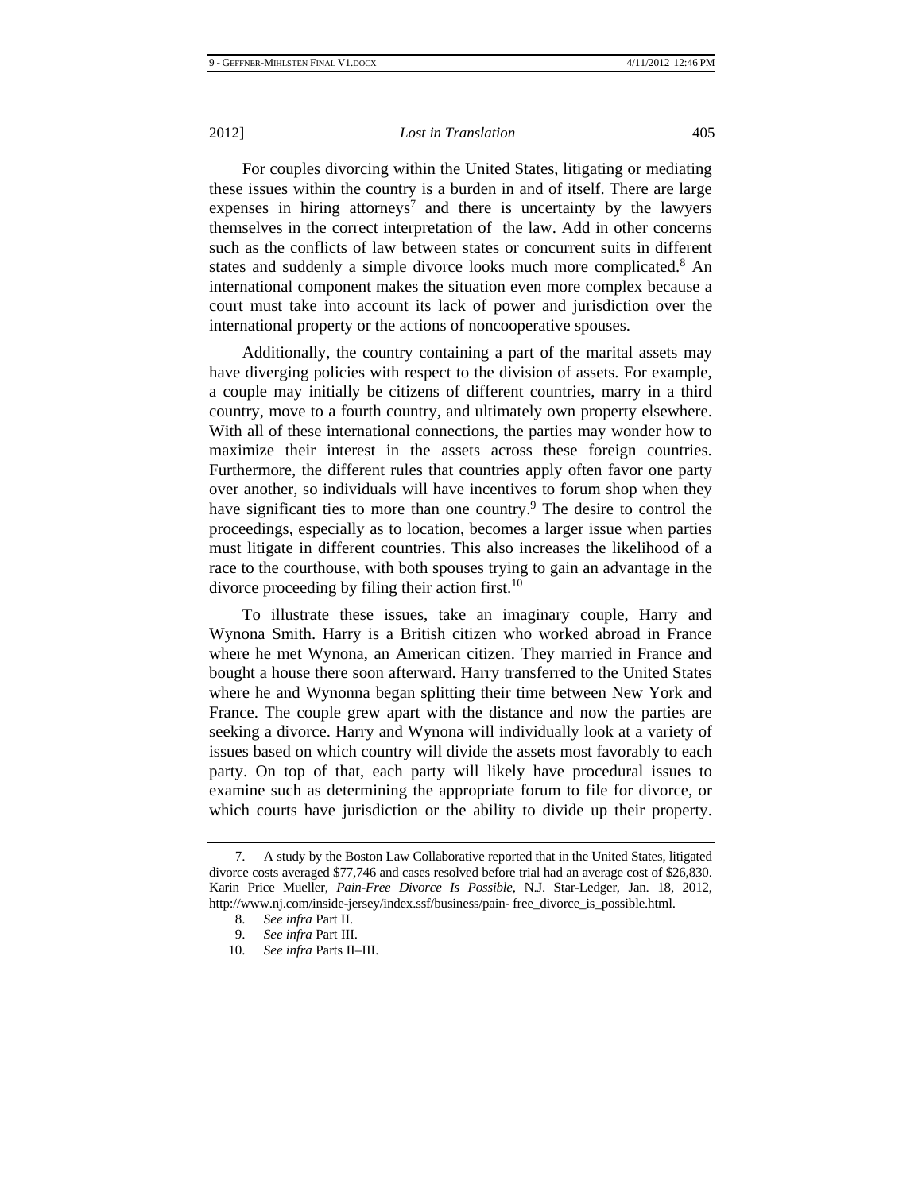For couples divorcing within the United States, litigating or mediating these issues within the country is a burden in and of itself. There are large expenses in hiring attorneys[7] and there is uncertainty by the lawyers themselves in the correct interpretation of the law. Add in other concerns such as the conflicts of law between states or concurrent suits in different states and suddenly a simple divorce looks much more complicated.[8] An international component makes the situation even more complex because a court must take into account its lack of power and jurisdiction over the international property or the actions of noncooperative spouses.

Additionally, the country containing a part of the marital assets may have diverging policies with respect to the division of assets. For example, a couple may initially be citizens of different countries, marry in a third country, move to a fourth country, and ultimately own property elsewhere. With all of these international connections, the parties may wonder how to maximize their interest in the assets across these foreign countries. Furthermore, the different rules that countries apply often favor one party over another, so individuals will have incentives to forum shop when they have significant ties to more than one country.[9] The desire to control the proceedings, especially as to location, becomes a larger issue when parties must litigate in different countries. This also increases the likelihood of a race to the courthouse, with both spouses trying to gain an advantage in the divorce proceeding by filing their action first.[10]

To illustrate these issues, take an imaginary couple, Harry and Wynona Smith. Harry is a British citizen who worked abroad in France where he met Wynona, an American citizen. They married in France and bought a house there soon afterward. Harry transferred to the United States where he and Wynonna began splitting their time between New York and France. The couple grew apart with the distance and now the parties are seeking a divorce. Harry and Wynona will individually look at a variety of issues based on which country will divide the assets most favorably to each party. On top of that, each party will likely have procedural issues to examine such as determining the appropriate forum to file for divorce, or which courts have jurisdiction or the ability to divide up their property.

---

7. A study by the Boston Law Collaborative reported that in the United States, litigated divorce costs averaged $77,746 and cases resolved before trial had an average cost of $26,830. Karin Price Mueller, *Pain-Free Divorce Is Possible*, N.J. Star-Ledger, Jan. 18, 2012, http://www.nj.com/inside-jersey/index.ssf/business/pain- free_divorce_is_possible.html.

8. *See infra* Part II.

9. *See infra* Part III.

10. *See infra* Parts II–III.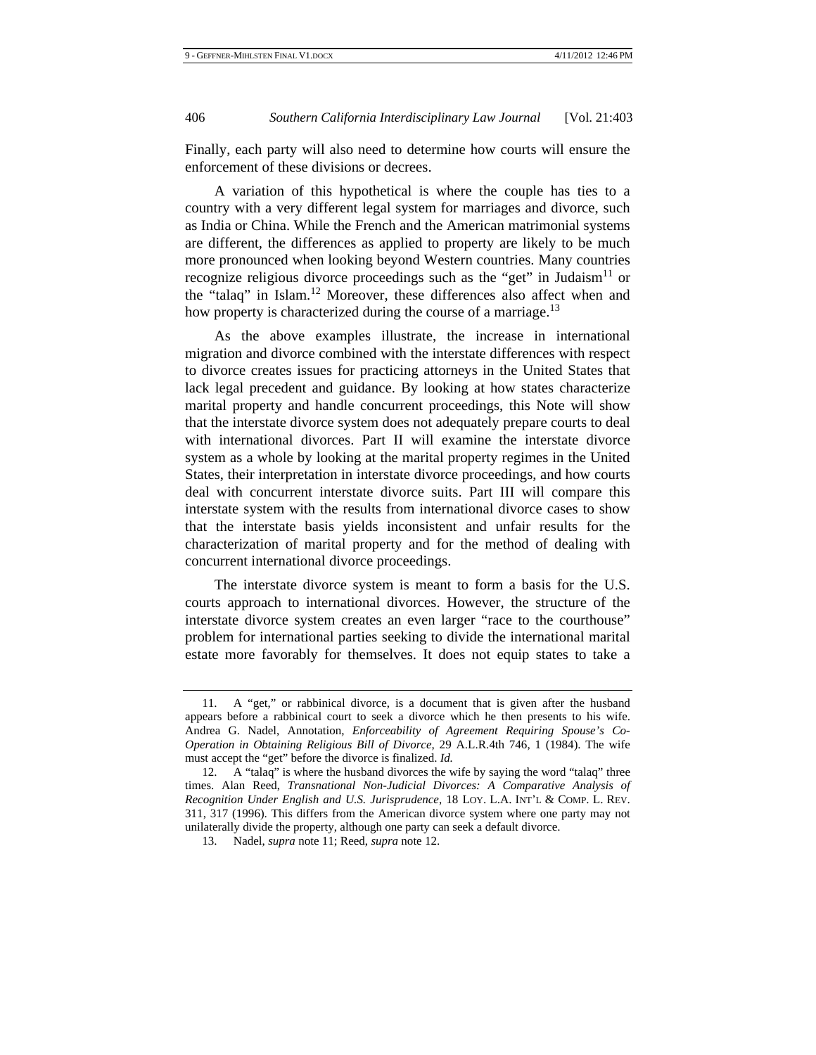Finally, each party will also need to determine how courts will ensure the enforcement of these divisions or decrees.

A variation of this hypothetical is where the couple has ties to a country with a very different legal system for marriages and divorce, such as India or China. While the French and the American matrimonial systems are different, the differences as applied to property are likely to be much more pronounced when looking beyond Western countries. Many countries recognize religious divorce proceedings such as the "get" in Judaism[11] or the "talaq" in Islam.[12] Moreover, these differences also affect when and how property is characterized during the course of a marriage.[13]

As the above examples illustrate, the increase in international migration and divorce combined with the interstate differences with respect to divorce creates issues for practicing attorneys in the United States that lack legal precedent and guidance. By looking at how states characterize marital property and handle concurrent proceedings, this Note will show that the interstate divorce system does not adequately prepare courts to deal with international divorces. Part II will examine the interstate divorce system as a whole by looking at the marital property regimes in the United States, their interpretation in interstate divorce proceedings, and how courts deal with concurrent interstate divorce suits. Part III will compare this interstate system with the results from international divorce cases to show that the interstate basis yields inconsistent and unfair results for the characterization of marital property and for the method of dealing with concurrent international divorce proceedings.

The interstate divorce system is meant to form a basis for the U.S. courts approach to international divorces. However, the structure of the interstate divorce system creates an even larger "race to the courthouse" problem for international parties seeking to divide the international marital estate more favorably for themselves. It does not equip states to take a

---

11. A "get," or rabbinical divorce, is a document that is given after the husband appears before a rabbinical court to seek a divorce which he then presents to his wife. Andrea G. Nadel, Annotation, *Enforceability of Agreement Requiring Spouse's Co-Operation in Obtaining Religious Bill of Divorce*, 29 A.L.R.4th 746, 1 (1984). The wife must accept the "get" before the divorce is finalized. *Id.*

12. A "talaq" is where the husband divorces the wife by saying the word "talaq" three times. Alan Reed, *Transnational Non-Judicial Divorces: A Comparative Analysis of Recognition Under English and U.S. Jurisprudence*, 18 LOY. L.A. INT'L & COMP. L. REV. 311, 317 (1996). This differs from the American divorce system where one party may not unilaterally divide the property, although one party can seek a default divorce.

13. Nadel, *supra* note 11; Reed, *supra* note 12.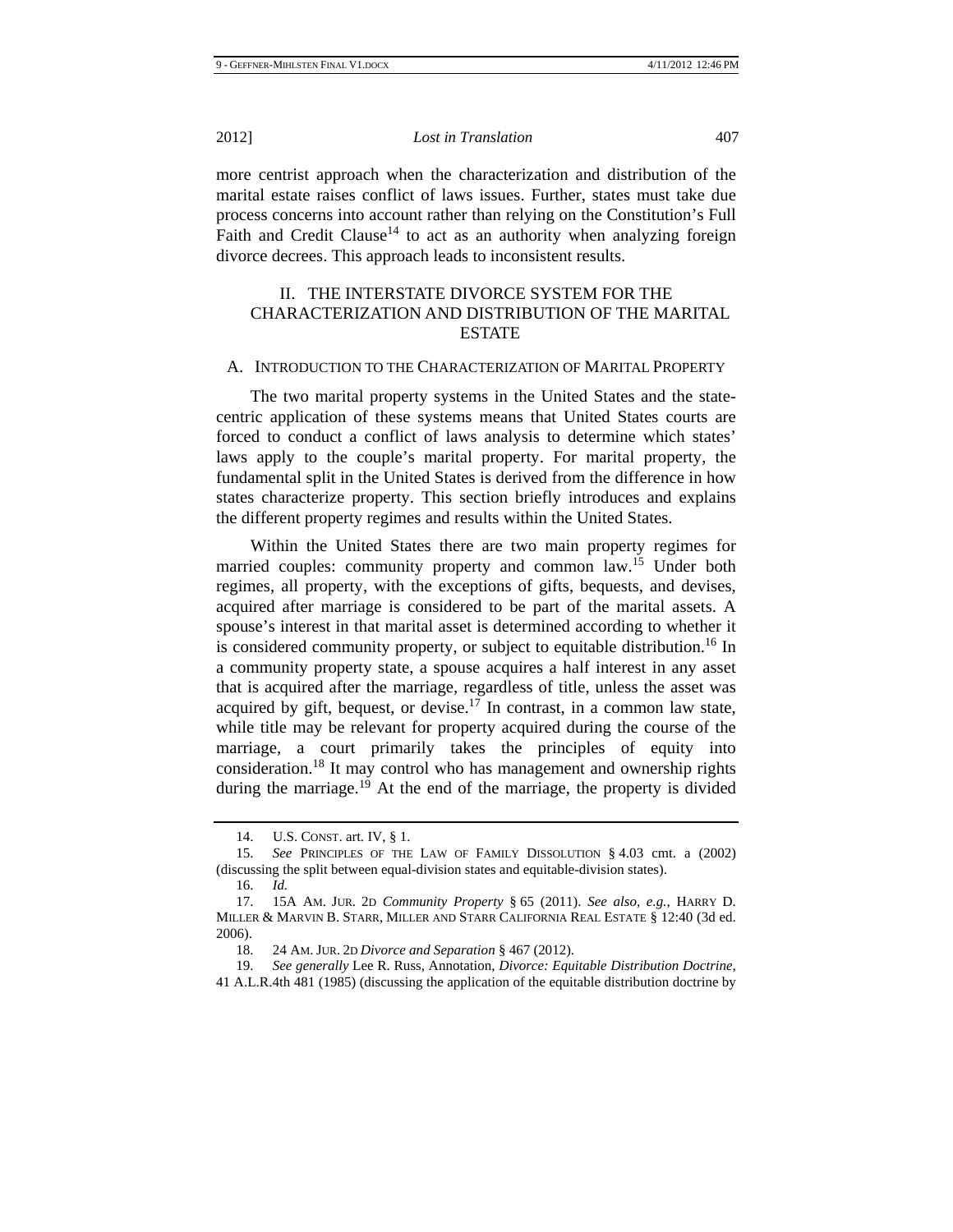more centrist approach when the characterization and distribution of the marital estate raises conflict of laws issues. Further, states must take due process concerns into account rather than relying on the Constitution's Full Faith and Credit Clause[14] to act as an authority when analyzing foreign divorce decrees. This approach leads to inconsistent results.

## II. THE INTERSTATE DIVORCE SYSTEM FOR THE CHARACTERIZATION AND DISTRIBUTION OF THE MARITAL ESTATE

### A. INTRODUCTION TO THE CHARACTERIZATION OF MARITAL PROPERTY

The two marital property systems in the United States and the state-centric application of these systems means that United States courts are forced to conduct a conflict of laws analysis to determine which states' laws apply to the couple's marital property. For marital property, the fundamental split in the United States is derived from the difference in how states characterize property. This section briefly introduces and explains the different property regimes and results within the United States.

Within the United States there are two main property regimes for married couples: community property and common law.[15] Under both regimes, all property, with the exceptions of gifts, bequests, and devises, acquired after marriage is considered to be part of the marital assets. A spouse's interest in that marital asset is determined according to whether it is considered community property, or subject to equitable distribution.[16] In a community property state, a spouse acquires a half interest in any asset that is acquired after the marriage, regardless of title, unless the asset was acquired by gift, bequest, or devise.[17] In contrast, in a common law state, while title may be relevant for property acquired during the course of the marriage, a court primarily takes the principles of equity into consideration.[18] It may control who has management and ownership rights during the marriage.[19] At the end of the marriage, the property is divided

---

14. U.S. CONST. art. IV, § 1.

15. *See* PRINCIPLES OF THE LAW OF FAMILY DISSOLUTION § 4.03 cmt. a (2002) (discussing the split between equal-division states and equitable-division states).

16. *Id.*

17. 15A AM. JUR. 2D *Community Property* § 65 (2011). *See also, e.g.*, HARRY D. MILLER & MARVIN B. STARR, MILLER AND STARR CALIFORNIA REAL ESTATE § 12:40 (3d ed. 2006).

18. 24 AM. JUR. 2D *Divorce and Separation* § 467 (2012).

19. *See generally* Lee R. Russ, Annotation, *Divorce: Equitable Distribution Doctrine*, 41 A.L.R.4th 481 (1985) (discussing the application of the equitable distribution doctrine by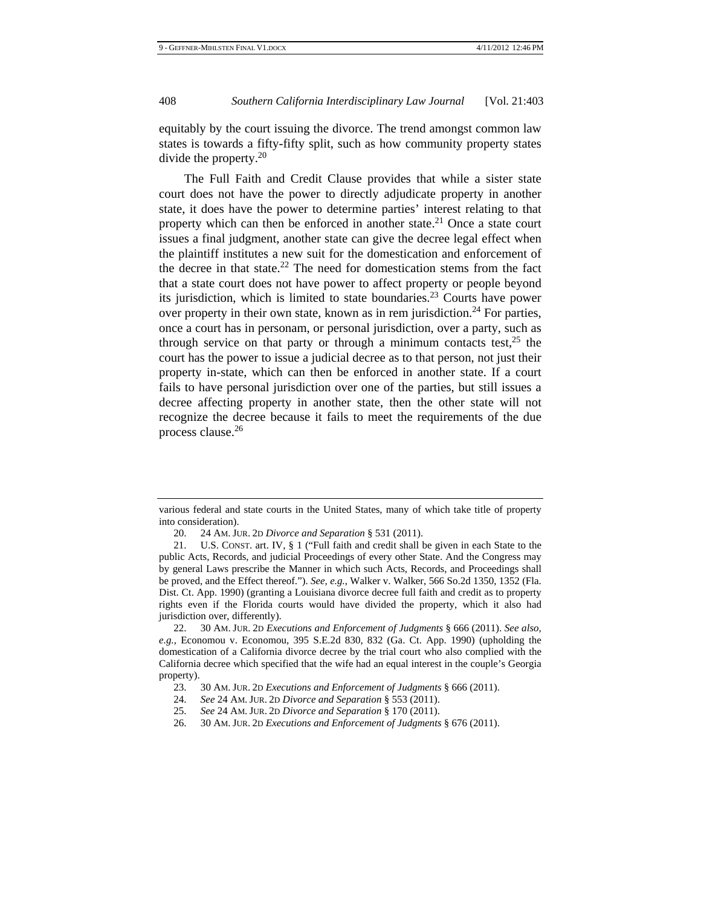equitably by the court issuing the divorce. The trend amongst common law states is towards a fifty-fifty split, such as how community property states divide the property.[20]

The Full Faith and Credit Clause provides that while a sister state court does not have the power to directly adjudicate property in another state, it does have the power to determine parties' interest relating to that property which can then be enforced in another state.[21] Once a state court issues a final judgment, another state can give the decree legal effect when the plaintiff institutes a new suit for the domestication and enforcement of the decree in that state.[22] The need for domestication stems from the fact that a state court does not have power to affect property or people beyond its jurisdiction, which is limited to state boundaries.[23] Courts have power over property in their own state, known as in rem jurisdiction.[24] For parties, once a court has in personam, or personal jurisdiction, over a party, such as through service on that party or through a minimum contacts test,[25] the court has the power to issue a judicial decree as to that person, not just their property in-state, which can then be enforced in another state. If a court fails to have personal jurisdiction over one of the parties, but still issues a decree affecting property in another state, then the other state will not recognize the decree because it fails to meet the requirements of the due process clause.[26]

---

various federal and state courts in the United States, many of which take title of property into consideration).

20. 24 AM. JUR. 2D *Divorce and Separation* § 531 (2011).

21. U.S. CONST. art. IV, § 1 ("Full faith and credit shall be given in each State to the public Acts, Records, and judicial Proceedings of every other State. And the Congress may by general Laws prescribe the Manner in which such Acts, Records, and Proceedings shall be proved, and the Effect thereof."). *See, e.g.*, Walker v. Walker, 566 So.2d 1350, 1352 (Fla. Dist. Ct. App. 1990) (granting a Louisiana divorce decree full faith and credit as to property rights even if the Florida courts would have divided the property, which it also had jurisdiction over, differently).

22. 30 AM. JUR. 2D *Executions and Enforcement of Judgments* § 666 (2011). *See also, e.g.*, Economou v. Economou, 395 S.E.2d 830, 832 (Ga. Ct. App. 1990) (upholding the domestication of a California divorce decree by the trial court who also complied with the California decree which specified that the wife had an equal interest in the couple's Georgia property).

23. 30 AM. JUR. 2D *Executions and Enforcement of Judgments* § 666 (2011).

24. *See* 24 AM. JUR. 2D *Divorce and Separation* § 553 (2011).

25. *See* 24 AM. JUR. 2D *Divorce and Separation* § 170 (2011).

26. 30 AM. JUR. 2D *Executions and Enforcement of Judgments* § 676 (2011).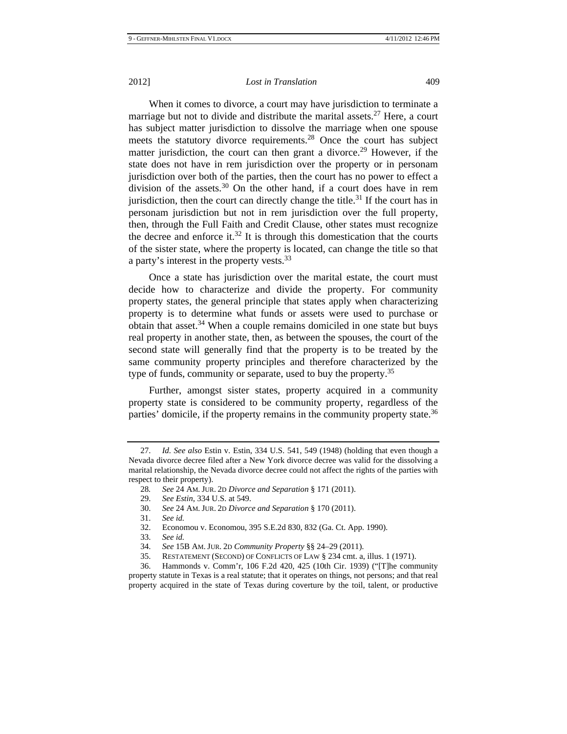When it comes to divorce, a court may have jurisdiction to terminate a marriage but not to divide and distribute the marital assets.[27] Here, a court has subject matter jurisdiction to dissolve the marriage when one spouse meets the statutory divorce requirements.[28] Once the court has subject matter jurisdiction, the court can then grant a divorce.[29] However, if the state does not have in rem jurisdiction over the property or in personam jurisdiction over both of the parties, then the court has no power to effect a division of the assets.[30] On the other hand, if a court does have in rem jurisdiction, then the court can directly change the title.[31] If the court has in personam jurisdiction but not in rem jurisdiction over the full property, then, through the Full Faith and Credit Clause, other states must recognize the decree and enforce it.[32] It is through this domestication that the courts of the sister state, where the property is located, can change the title so that a party's interest in the property vests.[33]

Once a state has jurisdiction over the marital estate, the court must decide how to characterize and divide the property. For community property states, the general principle that states apply when characterizing property is to determine what funds or assets were used to purchase or obtain that asset.[34] When a couple remains domiciled in one state but buys real property in another state, then, as between the spouses, the court of the second state will generally find that the property is to be treated by the same community property principles and therefore characterized by the type of funds, community or separate, used to buy the property.[35]

Further, amongst sister states, property acquired in a community property state is considered to be community property, regardless of the parties' domicile, if the property remains in the community property state.[36]

---

27. *Id. See also* Estin v. Estin, 334 U.S. 541, 549 (1948) (holding that even though a Nevada divorce decree filed after a New York divorce decree was valid for the dissolving a marital relationship, the Nevada divorce decree could not affect the rights of the parties with respect to their property).

28. *See* 24 AM. JUR. 2D *Divorce and Separation* § 171 (2011).

29. *See Estin*, 334 U.S. at 549.

30. *See* 24 AM. JUR. 2D *Divorce and Separation* § 170 (2011).

31. *See id.*

32. Economou v. Economou, 395 S.E.2d 830, 832 (Ga. Ct. App. 1990).

33. *See id.*

34. *See* 15B AM. JUR. 2D *Community Property* §§ 24–29 (2011).

35. RESTATEMENT (SECOND) OF CONFLICTS OF LAW § 234 cmt. a, illus. 1 (1971).

36. Hammonds v. Comm'r, 106 F.2d 420, 425 (10th Cir. 1939) ("[T]he community property statute in Texas is a real statute; that it operates on things, not persons; and that real property acquired in the state of Texas during coverture by the toil, talent, or productive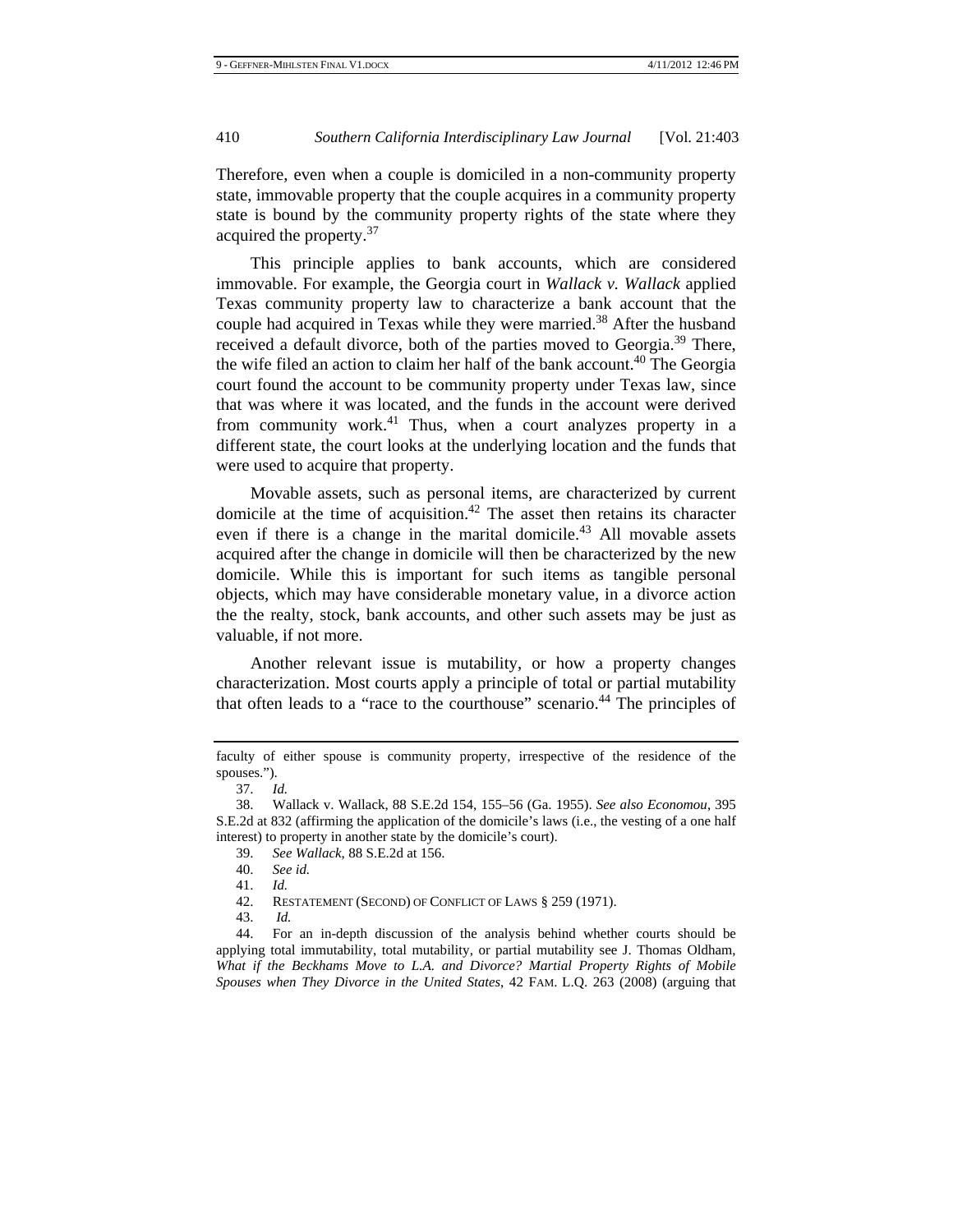Therefore, even when a couple is domiciled in a non-community property state, immovable property that the couple acquires in a community property state is bound by the community property rights of the state where they acquired the property.[37]

This principle applies to bank accounts, which are considered immovable. For example, the Georgia court in *Wallack v. Wallack* applied Texas community property law to characterize a bank account that the couple had acquired in Texas while they were married.[38] After the husband received a default divorce, both of the parties moved to Georgia.[39] There, the wife filed an action to claim her half of the bank account.[40] The Georgia court found the account to be community property under Texas law, since that was where it was located, and the funds in the account were derived from community work.[41] Thus, when a court analyzes property in a different state, the court looks at the underlying location and the funds that were used to acquire that property.

Movable assets, such as personal items, are characterized by current domicile at the time of acquisition.[42] The asset then retains its character even if there is a change in the marital domicile.[43] All movable assets acquired after the change in domicile will then be characterized by the new domicile. While this is important for such items as tangible personal objects, which may have considerable monetary value, in a divorce action the the realty, stock, bank accounts, and other such assets may be just as valuable, if not more.

Another relevant issue is mutability, or how a property changes characterization. Most courts apply a principle of total or partial mutability that often leads to a "race to the courthouse" scenario.[44] The principles of

---

faculty of either spouse is community property, irrespective of the residence of the spouses.").

37. *Id.*

38. Wallack v. Wallack, 88 S.E.2d 154, 155–56 (Ga. 1955). *See also Economou*, 395 S.E.2d at 832 (affirming the application of the domicile's laws (i.e., the vesting of a one half interest) to property in another state by the domicile's court).

39. *See Wallack*, 88 S.E.2d at 156.

40. *See id.*

41. *Id.*

42. RESTATEMENT (SECOND) OF CONFLICT OF LAWS § 259 (1971).

43. *Id.*

44. For an in-depth discussion of the analysis behind whether courts should be applying total immutability, total mutability, or partial mutability see J. Thomas Oldham, *What if the Beckhams Move to L.A. and Divorce? Martial Property Rights of Mobile Spouses when They Divorce in the United States*, 42 FAM. L.Q. 263 (2008) (arguing that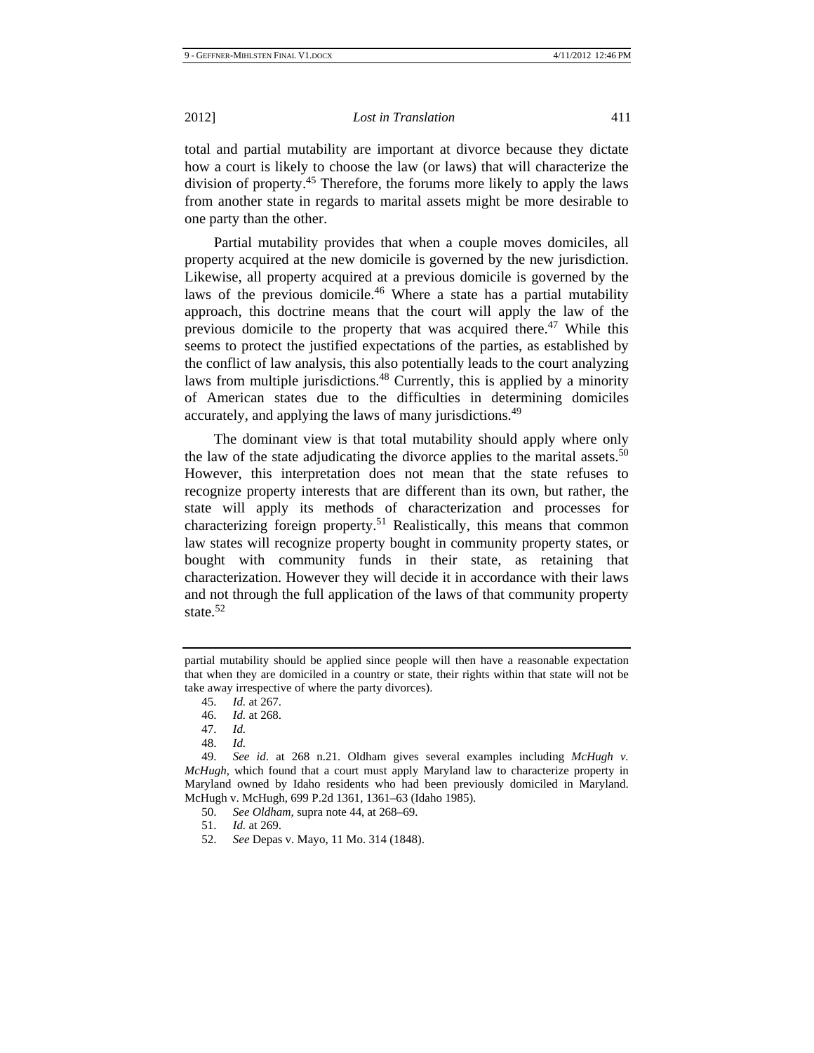total and partial mutability are important at divorce because they dictate how a court is likely to choose the law (or laws) that will characterize the division of property.[45] Therefore, the forums more likely to apply the laws from another state in regards to marital assets might be more desirable to one party than the other.

Partial mutability provides that when a couple moves domiciles, all property acquired at the new domicile is governed by the new jurisdiction. Likewise, all property acquired at a previous domicile is governed by the laws of the previous domicile.[46] Where a state has a partial mutability approach, this doctrine means that the court will apply the law of the previous domicile to the property that was acquired there.[47] While this seems to protect the justified expectations of the parties, as established by the conflict of law analysis, this also potentially leads to the court analyzing laws from multiple jurisdictions.[48] Currently, this is applied by a minority of American states due to the difficulties in determining domiciles accurately, and applying the laws of many jurisdictions.[49]

The dominant view is that total mutability should apply where only the law of the state adjudicating the divorce applies to the marital assets.[50] However, this interpretation does not mean that the state refuses to recognize property interests that are different than its own, but rather, the state will apply its methods of characterization and processes for characterizing foreign property.[51] Realistically, this means that common law states will recognize property bought in community property states, or bought with community funds in their state, as retaining that characterization. However they will decide it in accordance with their laws and not through the full application of the laws of that community property state.[52]

---

partial mutability should be applied since people will then have a reasonable expectation that when they are domiciled in a country or state, their rights within that state will not be take away irrespective of where the party divorces).

45. *Id.* at 267.

46. *Id.* at 268.

47. *Id.*

48. *Id.*

49. *See id*. at 268 n.21. Oldham gives several examples including *McHugh v. McHugh*, which found that a court must apply Maryland law to characterize property in Maryland owned by Idaho residents who had been previously domiciled in Maryland. McHugh v. McHugh, 699 P.2d 1361, 1361–63 (Idaho 1985).

50. *See Oldham*, supra note 44, at 268–69.

51. *Id.* at 269.

52. *See* Depas v. Mayo, 11 Mo. 314 (1848).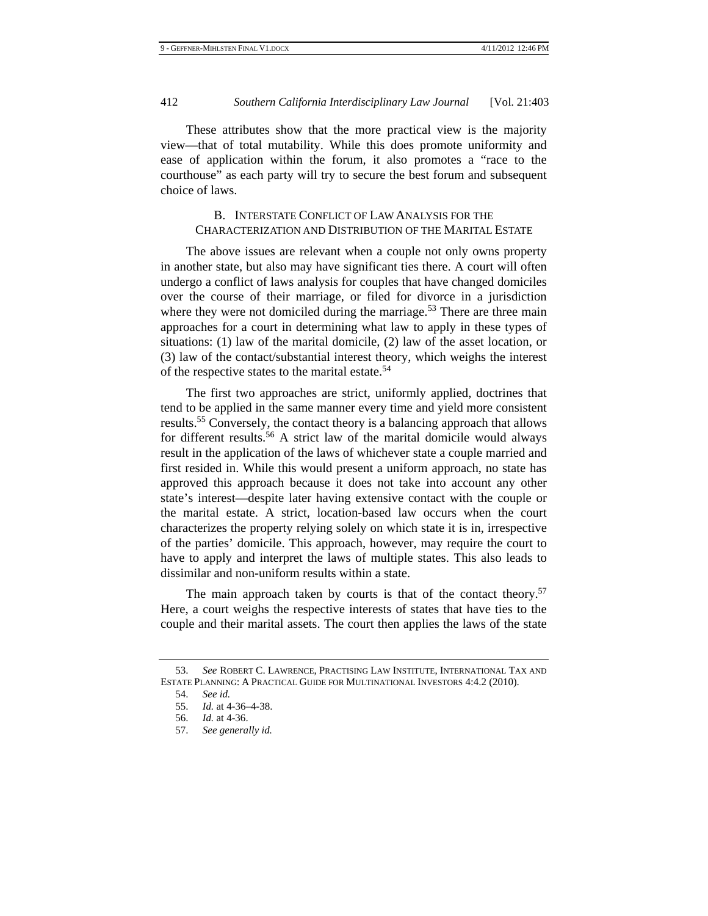These attributes show that the more practical view is the majority view—that of total mutability. While this does promote uniformity and ease of application within the forum, it also promotes a "race to the courthouse" as each party will try to secure the best forum and subsequent choice of laws.

### B. Interstate Conflict of Law Analysis for the Characterization and Distribution of the Marital Estate

The above issues are relevant when a couple not only owns property in another state, but also may have significant ties there. A court will often undergo a conflict of laws analysis for couples that have changed domiciles over the course of their marriage, or filed for divorce in a jurisdiction where they were not domiciled during the marriage.[53] There are three main approaches for a court in determining what law to apply in these types of situations: (1) law of the marital domicile, (2) law of the asset location, or (3) law of the contact/substantial interest theory, which weighs the interest of the respective states to the marital estate.[54]

The first two approaches are strict, uniformly applied, doctrines that tend to be applied in the same manner every time and yield more consistent results.[55] Conversely, the contact theory is a balancing approach that allows for different results.[56] A strict law of the marital domicile would always result in the application of the laws of whichever state a couple married and first resided in. While this would present a uniform approach, no state has approved this approach because it does not take into account any other state's interest—despite later having extensive contact with the couple or the marital estate. A strict, location-based law occurs when the court characterizes the property relying solely on which state it is in, irrespective of the parties' domicile. This approach, however, may require the court to have to apply and interpret the laws of multiple states. This also leads to dissimilar and non-uniform results within a state.

The main approach taken by courts is that of the contact theory.[57] Here, a court weighs the respective interests of states that have ties to the couple and their marital assets. The court then applies the laws of the state

---

53. *See* Robert C. Lawrence, Practising Law Institute, International Tax and Estate Planning: A Practical Guide for Multinational Investors 4:4.2 (2010).

54. *See id.*

55. *Id.* at 4-36–4-38.

56. *Id.* at 4-36.

57. *See generally id.*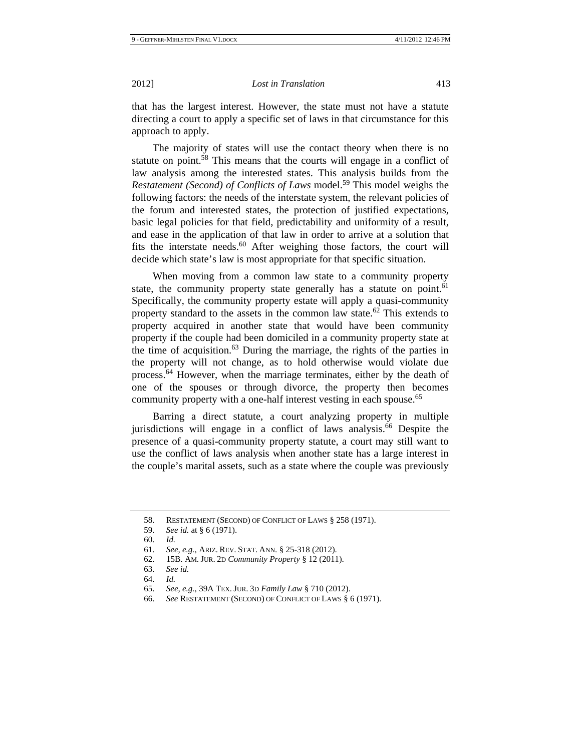that has the largest interest. However, the state must not have a statute directing a court to apply a specific set of laws in that circumstance for this approach to apply.

The majority of states will use the contact theory when there is no statute on point.[58] This means that the courts will engage in a conflict of law analysis among the interested states. This analysis builds from the *Restatement (Second) of Conflicts of Laws* model.[59] This model weighs the following factors: the needs of the interstate system, the relevant policies of the forum and interested states, the protection of justified expectations, basic legal policies for that field, predictability and uniformity of a result, and ease in the application of that law in order to arrive at a solution that fits the interstate needs.[60] After weighing those factors, the court will decide which state's law is most appropriate for that specific situation.

When moving from a common law state to a community property state, the community property state generally has a statute on point.[61] Specifically, the community property estate will apply a quasi-community property standard to the assets in the common law state.[62] This extends to property acquired in another state that would have been community property if the couple had been domiciled in a community property state at the time of acquisition.[63] During the marriage, the rights of the parties in the property will not change, as to hold otherwise would violate due process.[64] However, when the marriage terminates, either by the death of one of the spouses or through divorce, the property then becomes community property with a one-half interest vesting in each spouse.[65]

Barring a direct statute, a court analyzing property in multiple jurisdictions will engage in a conflict of laws analysis.[66] Despite the presence of a quasi-community property statute, a court may still want to use the conflict of laws analysis when another state has a large interest in the couple's marital assets, such as a state where the couple was previously

---

58. RESTATEMENT (SECOND) OF CONFLICT OF LAWS § 258 (1971).

59. *See id.* at § 6 (1971).

60. *Id.*

61. *See, e.g.*, ARIZ. REV. STAT. ANN. § 25-318 (2012).

62. 15B. AM. JUR. 2D *Community Property* § 12 (2011).

63. *See id.*

64. *Id.*

65. *See, e.g.*, 39A TEX. JUR. 3D *Family Law* § 710 (2012).

66. *See* RESTATEMENT (SECOND) OF CONFLICT OF LAWS § 6 (1971).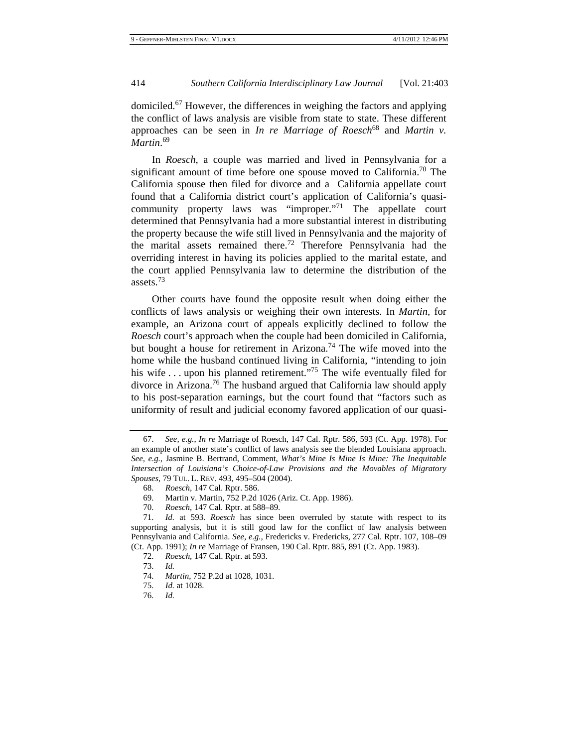domiciled.[67] However, the differences in weighing the factors and applying the conflict of laws analysis are visible from state to state. These different approaches can be seen in *In re Marriage of Roesch*[68] and *Martin v. Martin*.[69]

In *Roesch*, a couple was married and lived in Pennsylvania for a significant amount of time before one spouse moved to California.[70] The California spouse then filed for divorce and a California appellate court found that a California district court's application of California's quasi-community property laws was "improper."[71] The appellate court determined that Pennsylvania had a more substantial interest in distributing the property because the wife still lived in Pennsylvania and the majority of the marital assets remained there.[72] Therefore Pennsylvania had the overriding interest in having its policies applied to the marital estate, and the court applied Pennsylvania law to determine the distribution of the assets.[73]

Other courts have found the opposite result when doing either the conflicts of laws analysis or weighing their own interests. In *Martin*, for example, an Arizona court of appeals explicitly declined to follow the *Roesch* court's approach when the couple had been domiciled in California, but bought a house for retirement in Arizona.[74] The wife moved into the home while the husband continued living in California, "intending to join his wife . . . upon his planned retirement."[75] The wife eventually filed for divorce in Arizona.[76] The husband argued that California law should apply to his post-separation earnings, but the court found that "factors such as uniformity of result and judicial economy favored application of our quasi-

---

67. *See, e.g.*, *In re* Marriage of Roesch, 147 Cal. Rptr. 586, 593 (Ct. App. 1978). For an example of another state's conflict of laws analysis see the blended Louisiana approach. *See, e.g.*, Jasmine B. Bertrand, Comment, *What's Mine Is Mine Is Mine: The Inequitable Intersection of Louisiana's Choice-of-Law Provisions and the Movables of Migratory Spouses*, 79 TUL. L. REV. 493, 495–504 (2004).

68. *Roesch*, 147 Cal. Rptr. 586.

69. Martin v. Martin, 752 P.2d 1026 (Ariz. Ct. App. 1986).

70. *Roesch*, 147 Cal. Rptr. at 588–89.

71. *Id.* at 593. *Roesch* has since been overruled by statute with respect to its supporting analysis, but it is still good law for the conflict of law analysis between Pennsylvania and California. *See, e.g.*, Fredericks v. Fredericks, 277 Cal. Rptr. 107, 108–09 (Ct. App. 1991); *In re* Marriage of Fransen, 190 Cal. Rptr. 885, 891 (Ct. App. 1983).

72. *Roesch*, 147 Cal. Rptr. at 593.

73. *Id.*

74. *Martin*, 752 P.2d at 1028, 1031.

75. *Id.* at 1028.

76. *Id.*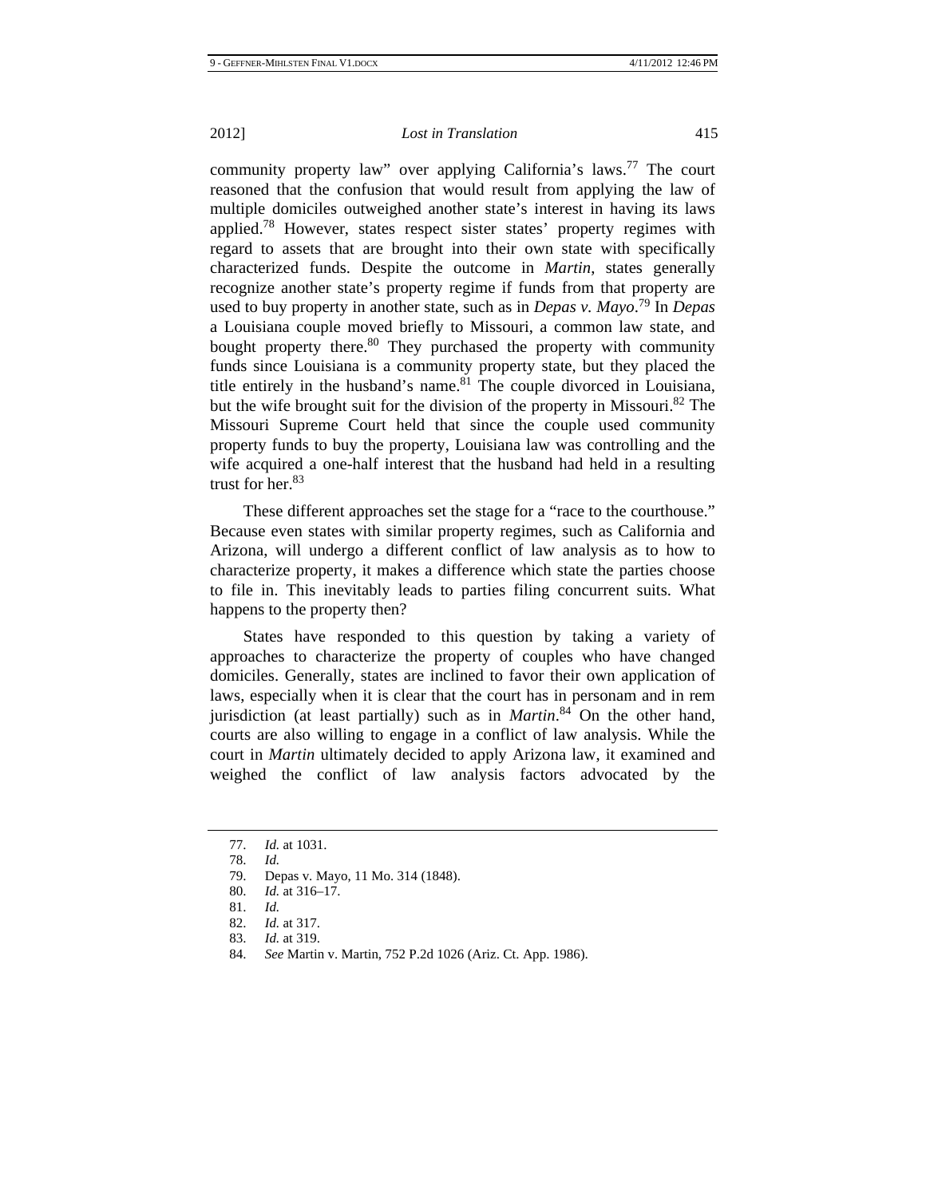community property law" over applying California's laws.[77] The court reasoned that the confusion that would result from applying the law of multiple domiciles outweighed another state's interest in having its laws applied.[78] However, states respect sister states' property regimes with regard to assets that are brought into their own state with specifically characterized funds. Despite the outcome in *Martin*, states generally recognize another state's property regime if funds from that property are used to buy property in another state, such as in *Depas v. Mayo*.[79] In *Depas* a Louisiana couple moved briefly to Missouri, a common law state, and bought property there.[80] They purchased the property with community funds since Louisiana is a community property state, but they placed the title entirely in the husband's name.[81] The couple divorced in Louisiana, but the wife brought suit for the division of the property in Missouri.[82] The Missouri Supreme Court held that since the couple used community property funds to buy the property, Louisiana law was controlling and the wife acquired a one-half interest that the husband had held in a resulting trust for her.[83]

These different approaches set the stage for a "race to the courthouse." Because even states with similar property regimes, such as California and Arizona, will undergo a different conflict of law analysis as to how to characterize property, it makes a difference which state the parties choose to file in. This inevitably leads to parties filing concurrent suits. What happens to the property then?

States have responded to this question by taking a variety of approaches to characterize the property of couples who have changed domiciles. Generally, states are inclined to favor their own application of laws, especially when it is clear that the court has in personam and in rem jurisdiction (at least partially) such as in *Martin*.[84] On the other hand, courts are also willing to engage in a conflict of law analysis. While the court in *Martin* ultimately decided to apply Arizona law, it examined and weighed the conflict of law analysis factors advocated by the

---

77. *Id.* at 1031.
78. *Id.*
79. Depas v. Mayo, 11 Mo. 314 (1848).
80. *Id.* at 316–17.
81. *Id.*
82. *Id.* at 317.
83. *Id.* at 319.
84. *See* Martin v. Martin, 752 P.2d 1026 (Ariz. Ct. App. 1986).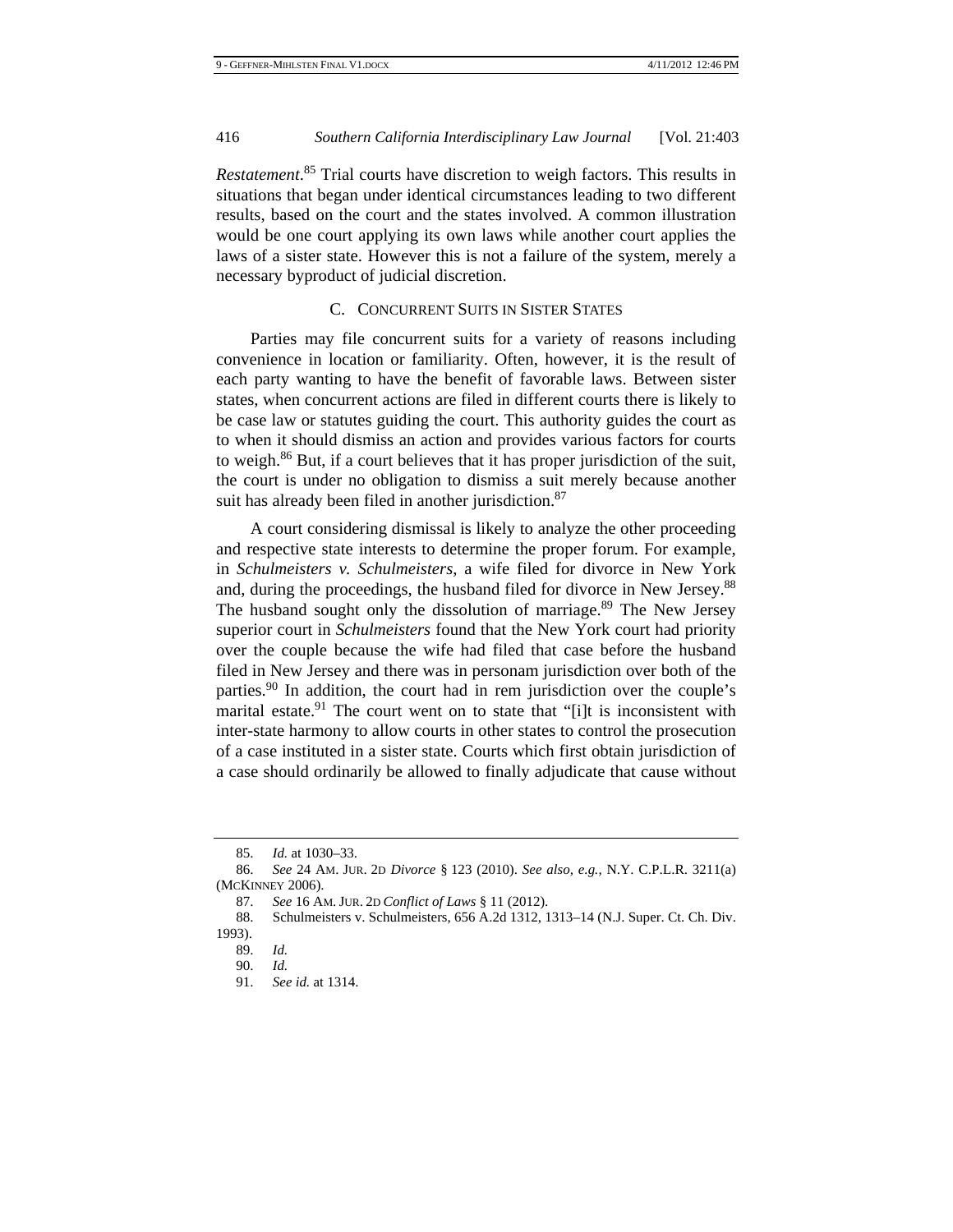*Restatement*.[85] Trial courts have discretion to weigh factors. This results in situations that began under identical circumstances leading to two different results, based on the court and the states involved. A common illustration would be one court applying its own laws while another court applies the laws of a sister state. However this is not a failure of the system, merely a necessary byproduct of judicial discretion.

### C. CONCURRENT SUITS IN SISTER STATES

Parties may file concurrent suits for a variety of reasons including convenience in location or familiarity. Often, however, it is the result of each party wanting to have the benefit of favorable laws. Between sister states, when concurrent actions are filed in different courts there is likely to be case law or statutes guiding the court. This authority guides the court as to when it should dismiss an action and provides various factors for courts to weigh.[86] But, if a court believes that it has proper jurisdiction of the suit, the court is under no obligation to dismiss a suit merely because another suit has already been filed in another jurisdiction.[87]

A court considering dismissal is likely to analyze the other proceeding and respective state interests to determine the proper forum. For example, in *Schulmeisters v. Schulmeisters*, a wife filed for divorce in New York and, during the proceedings, the husband filed for divorce in New Jersey.[88] The husband sought only the dissolution of marriage.[89] The New Jersey superior court in *Schulmeisters* found that the New York court had priority over the couple because the wife had filed that case before the husband filed in New Jersey and there was in personam jurisdiction over both of the parties.[90] In addition, the court had in rem jurisdiction over the couple's marital estate.[91] The court went on to state that "[i]t is inconsistent with inter-state harmony to allow courts in other states to control the prosecution of a case instituted in a sister state. Courts which first obtain jurisdiction of a case should ordinarily be allowed to finally adjudicate that cause without

---

85. *Id.* at 1030–33.

86. *See* 24 AM. JUR. 2D *Divorce* § 123 (2010). *See also, e.g.*, N.Y. C.P.L.R. 3211(a) (MCKINNEY 2006).

87. *See* 16 AM. JUR. 2D *Conflict of Laws* § 11 (2012).

88. Schulmeisters v. Schulmeisters, 656 A.2d 1312, 1313–14 (N.J. Super. Ct. Ch. Div. 1993).

89. *Id.*

90. *Id.*

91. *See id.* at 1314.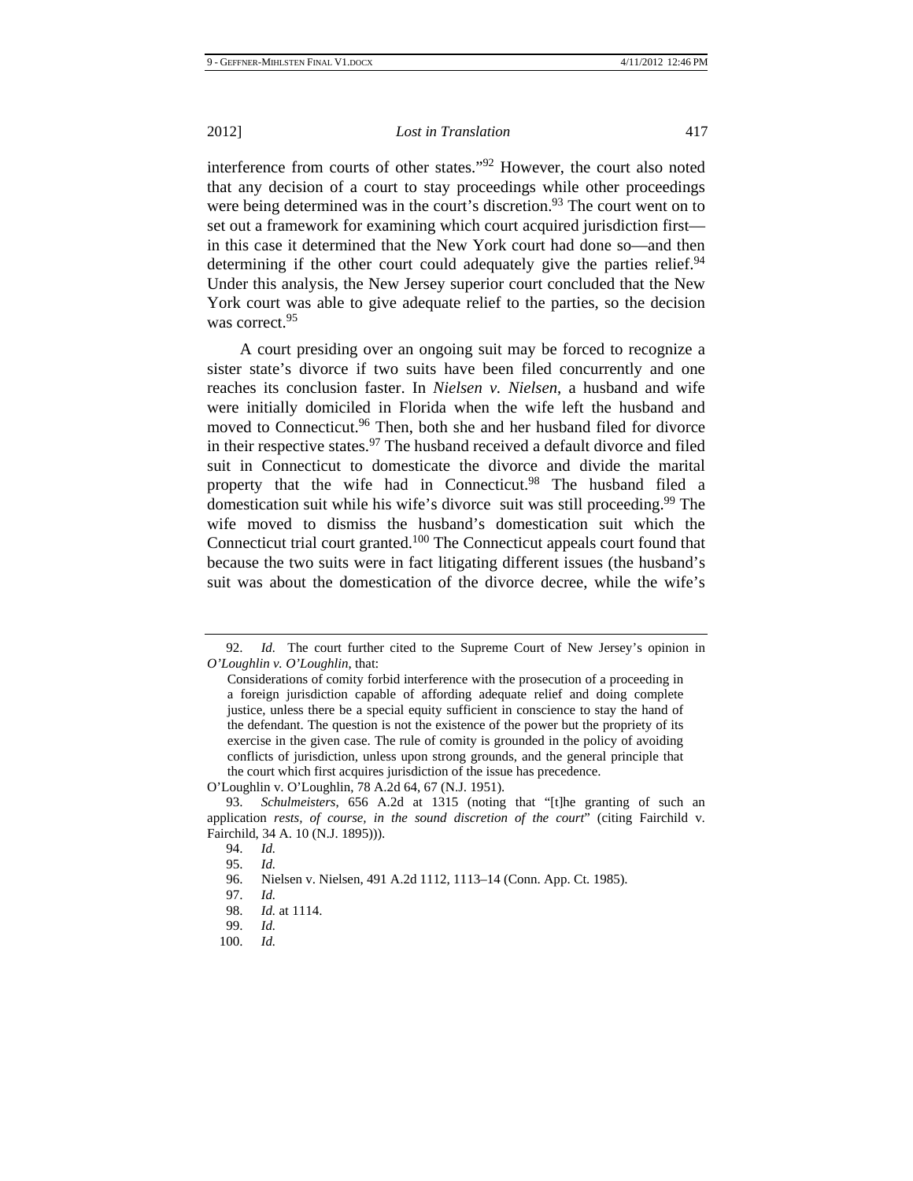interference from courts of other states."[92] However, the court also noted that any decision of a court to stay proceedings while other proceedings were being determined was in the court's discretion.[93] The court went on to set out a framework for examining which court acquired jurisdiction first—in this case it determined that the New York court had done so—and then determining if the other court could adequately give the parties relief.[94] Under this analysis, the New Jersey superior court concluded that the New York court was able to give adequate relief to the parties, so the decision was correct.[95]

A court presiding over an ongoing suit may be forced to recognize a sister state's divorce if two suits have been filed concurrently and one reaches its conclusion faster. In *Nielsen v. Nielsen*, a husband and wife were initially domiciled in Florida when the wife left the husband and moved to Connecticut.[96] Then, both she and her husband filed for divorce in their respective states.[97] The husband received a default divorce and filed suit in Connecticut to domesticate the divorce and divide the marital property that the wife had in Connecticut.[98] The husband filed a domestication suit while his wife's divorce suit was still proceeding.[99] The wife moved to dismiss the husband's domestication suit which the Connecticut trial court granted.[100] The Connecticut appeals court found that because the two suits were in fact litigating different issues (the husband's suit was about the domestication of the divorce decree, while the wife's

---

92. *Id.* The court further cited to the Supreme Court of New Jersey's opinion in *O'Loughlin v. O'Loughlin*, that:

> Considerations of comity forbid interference with the prosecution of a proceeding in a foreign jurisdiction capable of affording adequate relief and doing complete justice, unless there be a special equity sufficient in conscience to stay the hand of the defendant. The question is not the existence of the power but the propriety of its exercise in the given case. The rule of comity is grounded in the policy of avoiding conflicts of jurisdiction, unless upon strong grounds, and the general principle that the court which first acquires jurisdiction of the issue has precedence.

O'Loughlin v. O'Loughlin, 78 A.2d 64, 67 (N.J. 1951).

93. *Schulmeisters*, 656 A.2d at 1315 (noting that "[t]he granting of such an application *rests, of course, in the sound discretion of the court*" (citing Fairchild v. Fairchild, 34 A. 10 (N.J. 1895))).

94. *Id.*

95. *Id.*

96. Nielsen v. Nielsen, 491 A.2d 1112, 1113–14 (Conn. App. Ct. 1985).

97. *Id.*

98. *Id.* at 1114.

99. *Id.*

100. *Id.*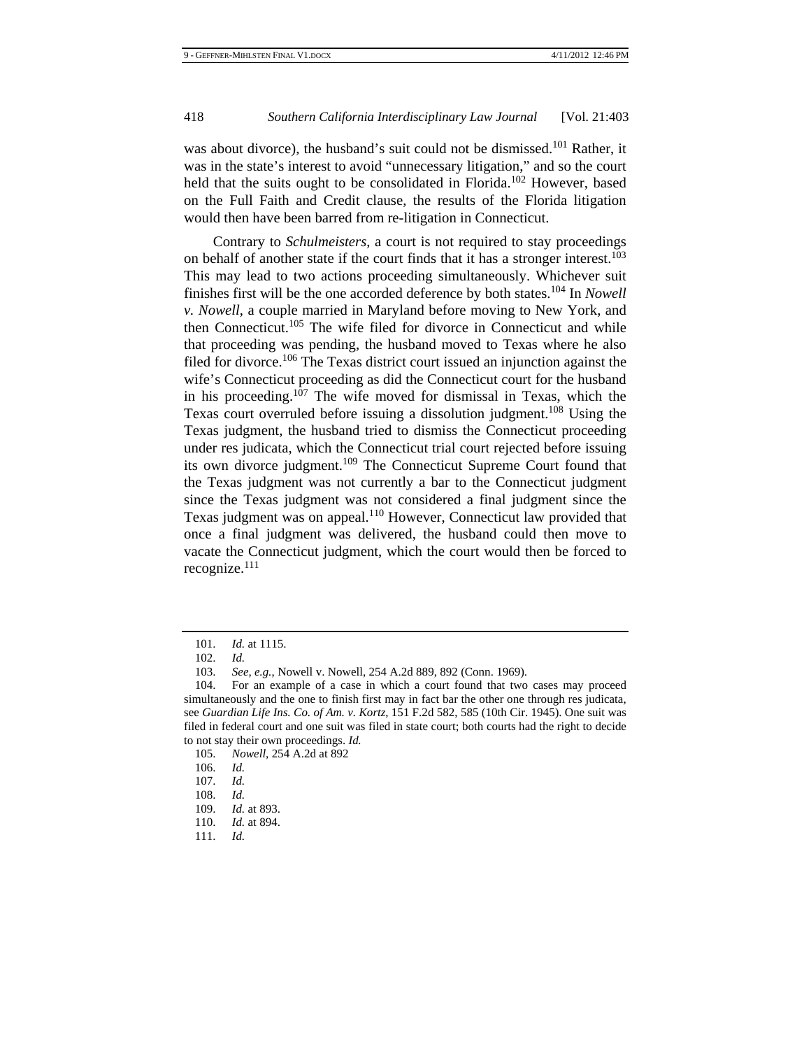was about divorce), the husband's suit could not be dismissed.[101] Rather, it was in the state's interest to avoid "unnecessary litigation," and so the court held that the suits ought to be consolidated in Florida.[102] However, based on the Full Faith and Credit clause, the results of the Florida litigation would then have been barred from re-litigation in Connecticut.

Contrary to *Schulmeisters*, a court is not required to stay proceedings on behalf of another state if the court finds that it has a stronger interest.[103] This may lead to two actions proceeding simultaneously. Whichever suit finishes first will be the one accorded deference by both states.[104] In *Nowell v. Nowell*, a couple married in Maryland before moving to New York, and then Connecticut.[105] The wife filed for divorce in Connecticut and while that proceeding was pending, the husband moved to Texas where he also filed for divorce.[106] The Texas district court issued an injunction against the wife's Connecticut proceeding as did the Connecticut court for the husband in his proceeding.[107] The wife moved for dismissal in Texas, which the Texas court overruled before issuing a dissolution judgment.[108] Using the Texas judgment, the husband tried to dismiss the Connecticut proceeding under res judicata, which the Connecticut trial court rejected before issuing its own divorce judgment.[109] The Connecticut Supreme Court found that the Texas judgment was not currently a bar to the Connecticut judgment since the Texas judgment was not considered a final judgment since the Texas judgment was on appeal.[110] However, Connecticut law provided that once a final judgment was delivered, the husband could then move to vacate the Connecticut judgment, which the court would then be forced to recognize.[111]

---

101. *Id.* at 1115.

102. *Id.*

103. *See, e.g.*, Nowell v. Nowell, 254 A.2d 889, 892 (Conn. 1969).

104. For an example of a case in which a court found that two cases may proceed simultaneously and the one to finish first may in fact bar the other one through res judicata, see *Guardian Life Ins. Co. of Am. v. Kortz*, 151 F.2d 582, 585 (10th Cir. 1945). One suit was filed in federal court and one suit was filed in state court; both courts had the right to decide to not stay their own proceedings. *Id.*

105. *Nowell*, 254 A.2d at 892

106. *Id.*

107. *Id.*

108. *Id.*

109. *Id.* at 893.

110. *Id.* at 894.

111. *Id.*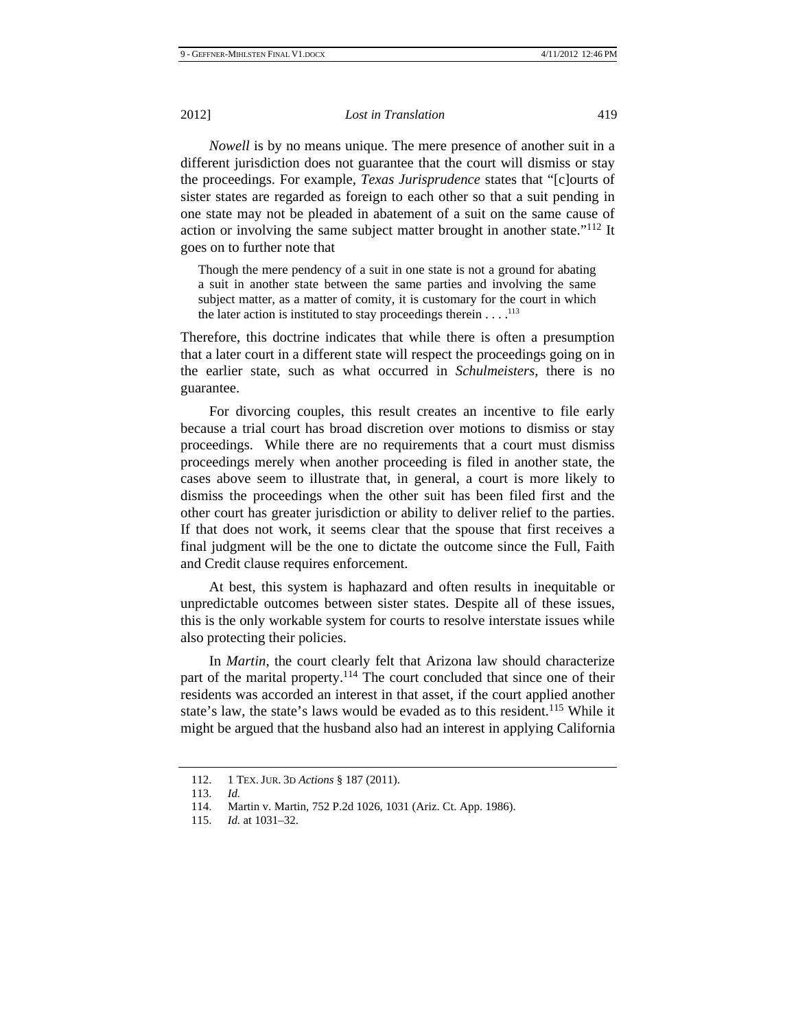*Nowell* is by no means unique. The mere presence of another suit in a different jurisdiction does not guarantee that the court will dismiss or stay the proceedings. For example, *Texas Jurisprudence* states that "[c]ourts of sister states are regarded as foreign to each other so that a suit pending in one state may not be pleaded in abatement of a suit on the same cause of action or involving the same subject matter brought in another state."[112] It goes on to further note that

> Though the mere pendency of a suit in one state is not a ground for abating a suit in another state between the same parties and involving the same subject matter, as a matter of comity, it is customary for the court in which the later action is instituted to stay proceedings therein . . . .[113]

Therefore, this doctrine indicates that while there is often a presumption that a later court in a different state will respect the proceedings going on in the earlier state, such as what occurred in *Schulmeisters*, there is no guarantee.

For divorcing couples, this result creates an incentive to file early because a trial court has broad discretion over motions to dismiss or stay proceedings. While there are no requirements that a court must dismiss proceedings merely when another proceeding is filed in another state, the cases above seem to illustrate that, in general, a court is more likely to dismiss the proceedings when the other suit has been filed first and the other court has greater jurisdiction or ability to deliver relief to the parties. If that does not work, it seems clear that the spouse that first receives a final judgment will be the one to dictate the outcome since the Full, Faith and Credit clause requires enforcement.

At best, this system is haphazard and often results in inequitable or unpredictable outcomes between sister states. Despite all of these issues, this is the only workable system for courts to resolve interstate issues while also protecting their policies.

In *Martin*, the court clearly felt that Arizona law should characterize part of the marital property.[114] The court concluded that since one of their residents was accorded an interest in that asset, if the court applied another state's law, the state's laws would be evaded as to this resident.[115] While it might be argued that the husband also had an interest in applying California

---

112. 1 TEX. JUR. 3D *Actions* § 187 (2011).

113. *Id.*

114. Martin v. Martin, 752 P.2d 1026, 1031 (Ariz. Ct. App. 1986).

115. *Id.* at 1031–32.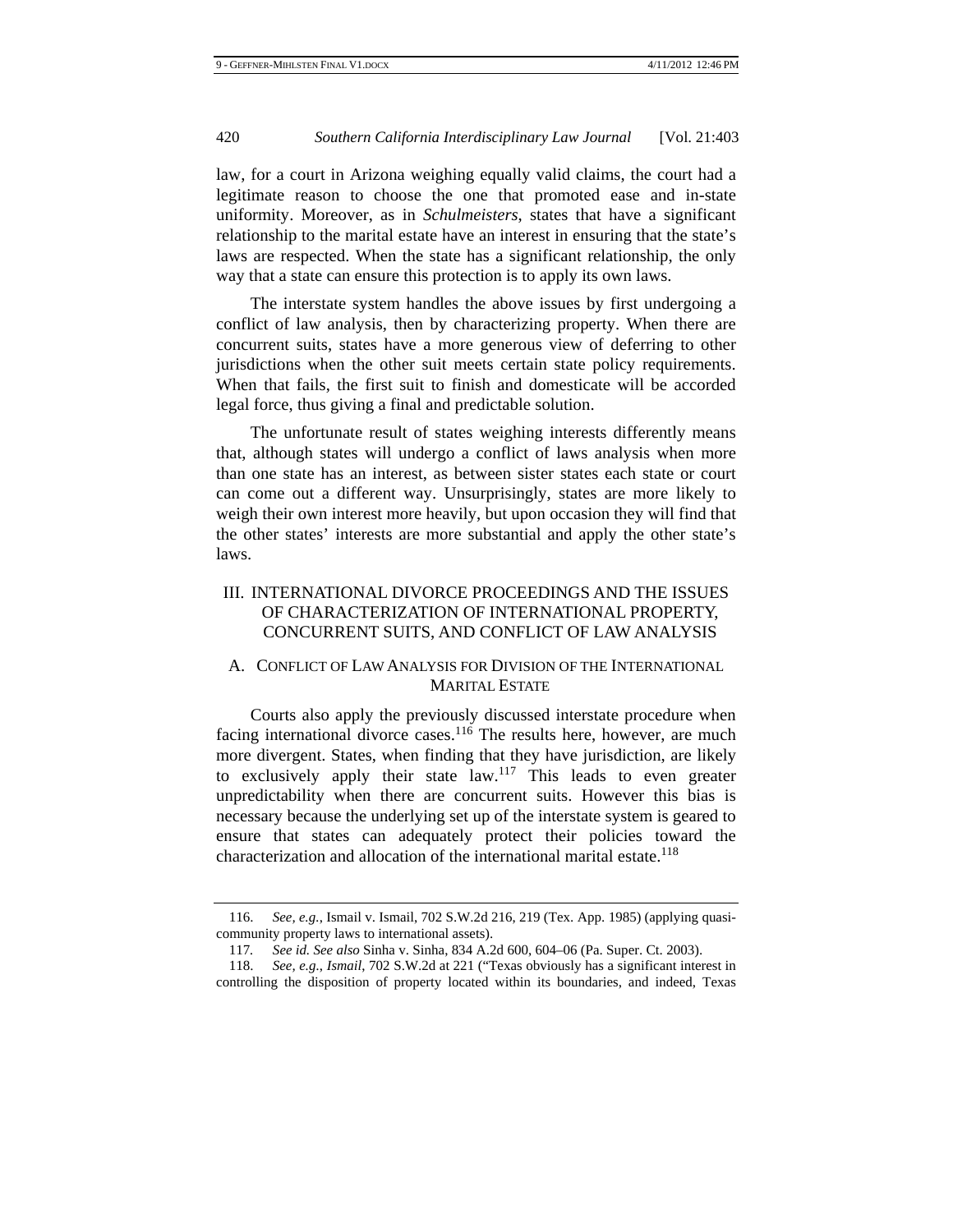law, for a court in Arizona weighing equally valid claims, the court had a legitimate reason to choose the one that promoted ease and in-state uniformity. Moreover, as in *Schulmeisters*, states that have a significant relationship to the marital estate have an interest in ensuring that the state's laws are respected. When the state has a significant relationship, the only way that a state can ensure this protection is to apply its own laws.

The interstate system handles the above issues by first undergoing a conflict of law analysis, then by characterizing property. When there are concurrent suits, states have a more generous view of deferring to other jurisdictions when the other suit meets certain state policy requirements. When that fails, the first suit to finish and domesticate will be accorded legal force, thus giving a final and predictable solution.

The unfortunate result of states weighing interests differently means that, although states will undergo a conflict of laws analysis when more than one state has an interest, as between sister states each state or court can come out a different way. Unsurprisingly, states are more likely to weigh their own interest more heavily, but upon occasion they will find that the other states' interests are more substantial and apply the other state's laws.

## III. INTERNATIONAL DIVORCE PROCEEDINGS AND THE ISSUES OF CHARACTERIZATION OF INTERNATIONAL PROPERTY, CONCURRENT SUITS, AND CONFLICT OF LAW ANALYSIS

### A. CONFLICT OF LAW ANALYSIS FOR DIVISION OF THE INTERNATIONAL MARITAL ESTATE

Courts also apply the previously discussed interstate procedure when facing international divorce cases.[116] The results here, however, are much more divergent. States, when finding that they have jurisdiction, are likely to exclusively apply their state law.[117] This leads to even greater unpredictability when there are concurrent suits. However this bias is necessary because the underlying set up of the interstate system is geared to ensure that states can adequately protect their policies toward the characterization and allocation of the international marital estate.[118]

---

116. *See, e.g.*, Ismail v. Ismail, 702 S.W.2d 216, 219 (Tex. App. 1985) (applying quasi-community property laws to international assets).

117. *See id. See also* Sinha v. Sinha, 834 A.2d 600, 604–06 (Pa. Super. Ct. 2003).

118. *See, e.g.*, *Ismail*, 702 S.W.2d at 221 ("Texas obviously has a significant interest in controlling the disposition of property located within its boundaries, and indeed, Texas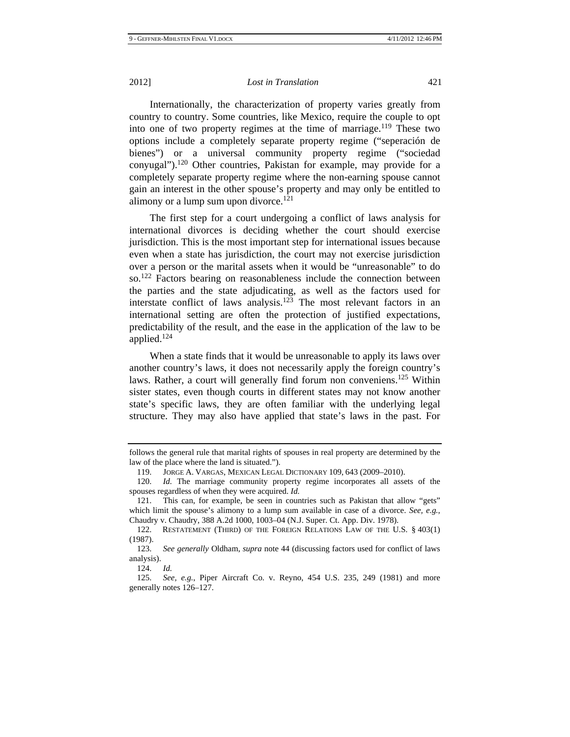Internationally, the characterization of property varies greatly from country to country. Some countries, like Mexico, require the couple to opt into one of two property regimes at the time of marriage.[119] These two options include a completely separate property regime ("seperación de bienes") or a universal community property regime ("sociedad conyugal").[120] Other countries, Pakistan for example, may provide for a completely separate property regime where the non-earning spouse cannot gain an interest in the other spouse's property and may only be entitled to alimony or a lump sum upon divorce.[121]

The first step for a court undergoing a conflict of laws analysis for international divorces is deciding whether the court should exercise jurisdiction. This is the most important step for international issues because even when a state has jurisdiction, the court may not exercise jurisdiction over a person or the marital assets when it would be "unreasonable" to do so.[122] Factors bearing on reasonableness include the connection between the parties and the state adjudicating, as well as the factors used for interstate conflict of laws analysis.[123] The most relevant factors in an international setting are often the protection of justified expectations, predictability of the result, and the ease in the application of the law to be applied.[124]

When a state finds that it would be unreasonable to apply its laws over another country's laws, it does not necessarily apply the foreign country's laws. Rather, a court will generally find forum non conveniens.[125] Within sister states, even though courts in different states may not know another state's specific laws, they are often familiar with the underlying legal structure. They may also have applied that state's laws in the past. For

---

follows the general rule that marital rights of spouses in real property are determined by the law of the place where the land is situated.").

119. Jorge A. Vargas, Mexican Legal Dictionary 109, 643 (2009–2010).

120. *Id.* The marriage community property regime incorporates all assets of the spouses regardless of when they were acquired. *Id.*

121. This can, for example, be seen in countries such as Pakistan that allow "gets" which limit the spouse's alimony to a lump sum available in case of a divorce. *See, e.g.*, Chaudry v. Chaudry, 388 A.2d 1000, 1003–04 (N.J. Super. Ct. App. Div. 1978).

122. Restatement (Third) of the Foreign Relations Law of the U.S. § 403(1) (1987).

123. *See generally* Oldham, *supra* note 44 (discussing factors used for conflict of laws analysis).

124. *Id.*

125. *See, e.g.*, Piper Aircraft Co. v. Reyno, 454 U.S. 235, 249 (1981) and more generally notes 126–127.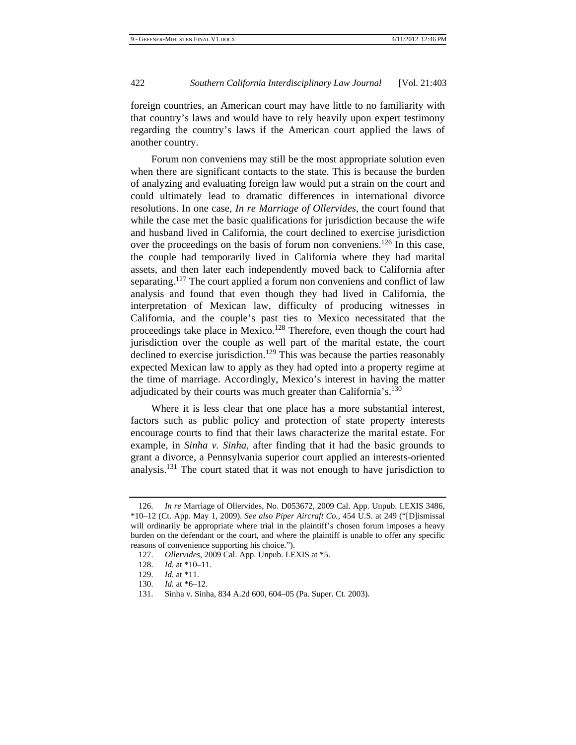foreign countries, an American court may have little to no familiarity with that country's laws and would have to rely heavily upon expert testimony regarding the country's laws if the American court applied the laws of another country.

Forum non conveniens may still be the most appropriate solution even when there are significant contacts to the state. This is because the burden of analyzing and evaluating foreign law would put a strain on the court and could ultimately lead to dramatic differences in international divorce resolutions. In one case, *In re Marriage of Ollervides*, the court found that while the case met the basic qualifications for jurisdiction because the wife and husband lived in California, the court declined to exercise jurisdiction over the proceedings on the basis of forum non conveniens.[126] In this case, the couple had temporarily lived in California where they had marital assets, and then later each independently moved back to California after separating.[127] The court applied a forum non conveniens and conflict of law analysis and found that even though they had lived in California, the interpretation of Mexican law, difficulty of producing witnesses in California, and the couple's past ties to Mexico necessitated that the proceedings take place in Mexico.[128] Therefore, even though the court had jurisdiction over the couple as well part of the marital estate, the court declined to exercise jurisdiction.[129] This was because the parties reasonably expected Mexican law to apply as they had opted into a property regime at the time of marriage. Accordingly, Mexico's interest in having the matter adjudicated by their courts was much greater than California's.[130]

Where it is less clear that one place has a more substantial interest, factors such as public policy and protection of state property interests encourage courts to find that their laws characterize the marital estate. For example, in *Sinha v. Sinha*, after finding that it had the basic grounds to grant a divorce, a Pennsylvania superior court applied an interests-oriented analysis.[131] The court stated that it was not enough to have jurisdiction to

---

126. *In re* Marriage of Ollervides, No. D053672, 2009 Cal. App. Unpub. LEXIS 3486, *10–12 (Ct. App. May 1, 2009). *See also Piper Aircraft Co.*, 454 U.S. at 249 ("[D]ismissal will ordinarily be appropriate where trial in the plaintiff's chosen forum imposes a heavy burden on the defendant or the court, and where the plaintiff is unable to offer any specific reasons of convenience supporting his choice.").

127. *Ollervides*, 2009 Cal. App. Unpub. LEXIS at *5.

128. *Id.* at *10–11.

129. *Id.* at *11.

130. *Id.* at *6–12.

131. Sinha v. Sinha, 834 A.2d 600, 604–05 (Pa. Super. Ct. 2003).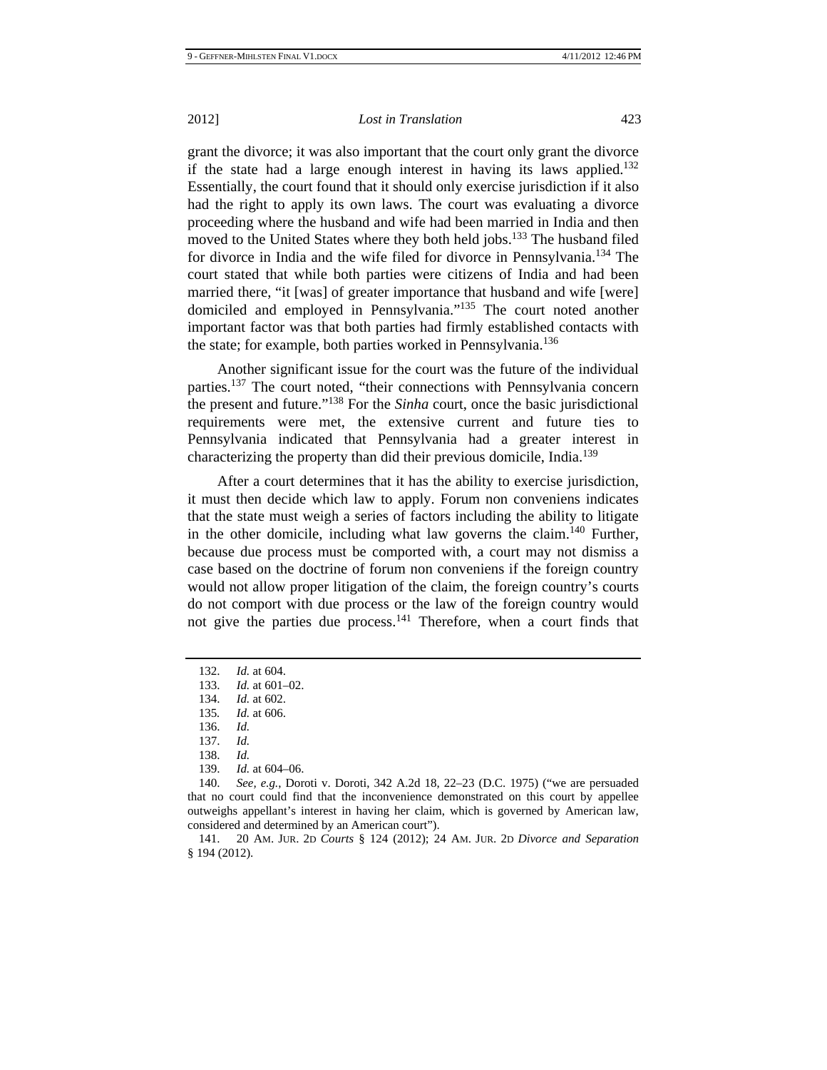grant the divorce; it was also important that the court only grant the divorce if the state had a large enough interest in having its laws applied.[132] Essentially, the court found that it should only exercise jurisdiction if it also had the right to apply its own laws. The court was evaluating a divorce proceeding where the husband and wife had been married in India and then moved to the United States where they both held jobs.[133] The husband filed for divorce in India and the wife filed for divorce in Pennsylvania.[134] The court stated that while both parties were citizens of India and had been married there, "it [was] of greater importance that husband and wife [were] domiciled and employed in Pennsylvania."[135] The court noted another important factor was that both parties had firmly established contacts with the state; for example, both parties worked in Pennsylvania.[136]

Another significant issue for the court was the future of the individual parties.[137] The court noted, "their connections with Pennsylvania concern the present and future."[138] For the *Sinha* court, once the basic jurisdictional requirements were met, the extensive current and future ties to Pennsylvania indicated that Pennsylvania had a greater interest in characterizing the property than did their previous domicile, India.[139]

After a court determines that it has the ability to exercise jurisdiction, it must then decide which law to apply. Forum non conveniens indicates that the state must weigh a series of factors including the ability to litigate in the other domicile, including what law governs the claim.[140] Further, because due process must be comported with, a court may not dismiss a case based on the doctrine of forum non conveniens if the foreign country would not allow proper litigation of the claim, the foreign country's courts do not comport with due process or the law of the foreign country would not give the parties due process.[141] Therefore, when a court finds that

---

132. *Id.* at 604.

133. *Id.* at 601–02.

134. *Id.* at 602.

135. *Id.* at 606.

136. *Id.*

137. *Id.*

138. *Id.*

139. *Id.* at 604–06.

140. *See, e.g.*, Doroti v. Doroti, 342 A.2d 18, 22–23 (D.C. 1975) ("we are persuaded that no court could find that the inconvenience demonstrated on this court by appellee outweighs appellant's interest in having her claim, which is governed by American law, considered and determined by an American court").

141. 20 AM. JUR. 2D *Courts* § 124 (2012); 24 AM. JUR. 2D *Divorce and Separation* § 194 (2012).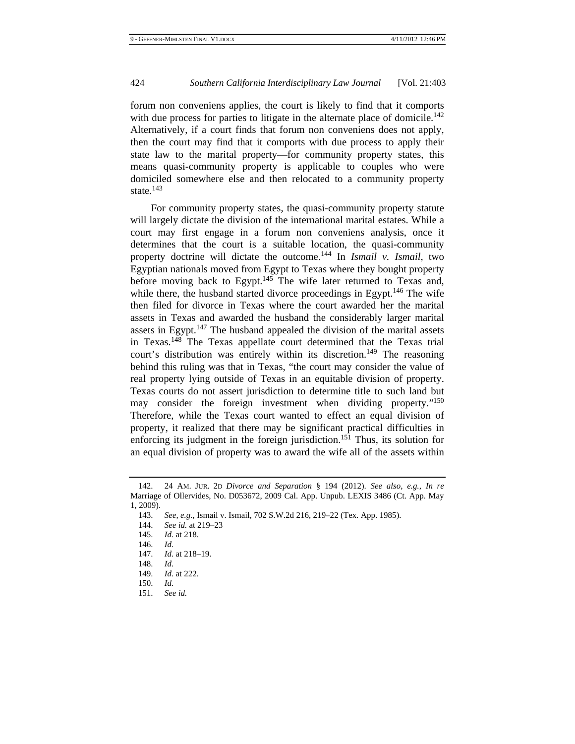forum non conveniens applies, the court is likely to find that it comports with due process for parties to litigate in the alternate place of domicile.[142] Alternatively, if a court finds that forum non conveniens does not apply, then the court may find that it comports with due process to apply their state law to the marital property—for community property states, this means quasi-community property is applicable to couples who were domiciled somewhere else and then relocated to a community property state.[143]

For community property states, the quasi-community property statute will largely dictate the division of the international marital estates. While a court may first engage in a forum non conveniens analysis, once it determines that the court is a suitable location, the quasi-community property doctrine will dictate the outcome.[144] In *Ismail v. Ismail*, two Egyptian nationals moved from Egypt to Texas where they bought property before moving back to Egypt.[145] The wife later returned to Texas and, while there, the husband started divorce proceedings in Egypt.[146] The wife then filed for divorce in Texas where the court awarded her the marital assets in Texas and awarded the husband the considerably larger marital assets in Egypt.[147] The husband appealed the division of the marital assets in Texas.[148] The Texas appellate court determined that the Texas trial court's distribution was entirely within its discretion.[149] The reasoning behind this ruling was that in Texas, "the court may consider the value of real property lying outside of Texas in an equitable division of property. Texas courts do not assert jurisdiction to determine title to such land but may consider the foreign investment when dividing property."[150] Therefore, while the Texas court wanted to effect an equal division of property, it realized that there may be significant practical difficulties in enforcing its judgment in the foreign jurisdiction.[151] Thus, its solution for an equal division of property was to award the wife all of the assets within

---

142. 24 AM. JUR. 2D *Divorce and Separation* § 194 (2012). *See also, e.g.*, *In re* Marriage of Ollervides, No. D053672, 2009 Cal. App. Unpub. LEXIS 3486 (Ct. App. May 1, 2009).

143. *See, e.g.*, Ismail v. Ismail, 702 S.W.2d 216, 219–22 (Tex. App. 1985).

144. *See id.* at 219–23

145. *Id.* at 218.

146. *Id.*

147. *Id.* at 218–19.

148. *Id.*

149. *Id.* at 222.

150. *Id.*

151. *See id.*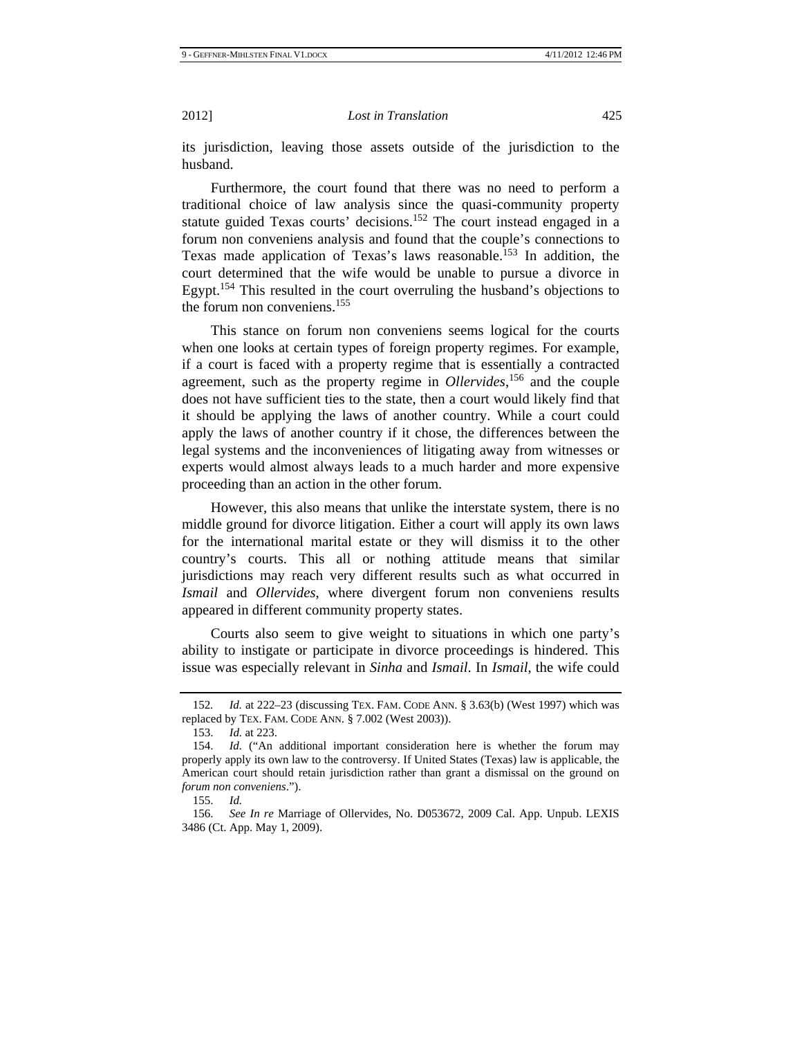its jurisdiction, leaving those assets outside of the jurisdiction to the husband.

Furthermore, the court found that there was no need to perform a traditional choice of law analysis since the quasi-community property statute guided Texas courts' decisions.[152] The court instead engaged in a forum non conveniens analysis and found that the couple's connections to Texas made application of Texas's laws reasonable.[153] In addition, the court determined that the wife would be unable to pursue a divorce in Egypt.[154] This resulted in the court overruling the husband's objections to the forum non conveniens.[155]

This stance on forum non conveniens seems logical for the courts when one looks at certain types of foreign property regimes. For example, if a court is faced with a property regime that is essentially a contracted agreement, such as the property regime in *Ollervides*,[156] and the couple does not have sufficient ties to the state, then a court would likely find that it should be applying the laws of another country. While a court could apply the laws of another country if it chose, the differences between the legal systems and the inconveniences of litigating away from witnesses or experts would almost always leads to a much harder and more expensive proceeding than an action in the other forum.

However, this also means that unlike the interstate system, there is no middle ground for divorce litigation. Either a court will apply its own laws for the international marital estate or they will dismiss it to the other country's courts. This all or nothing attitude means that similar jurisdictions may reach very different results such as what occurred in *Ismail* and *Ollervides*, where divergent forum non conveniens results appeared in different community property states.

Courts also seem to give weight to situations in which one party's ability to instigate or participate in divorce proceedings is hindered. This issue was especially relevant in *Sinha* and *Ismail*. In *Ismail*, the wife could

---

152. *Id.* at 222–23 (discussing TEX. FAM. CODE ANN. § 3.63(b) (West 1997) which was replaced by TEX. FAM. CODE ANN. § 7.002 (West 2003)).

153. *Id.* at 223.

154. *Id.* ("An additional important consideration here is whether the forum may properly apply its own law to the controversy. If United States (Texas) law is applicable, the American court should retain jurisdiction rather than grant a dismissal on the ground on *forum non conveniens*.").

155. *Id.*

156. *See In re* Marriage of Ollervides, No. D053672, 2009 Cal. App. Unpub. LEXIS 3486 (Ct. App. May 1, 2009).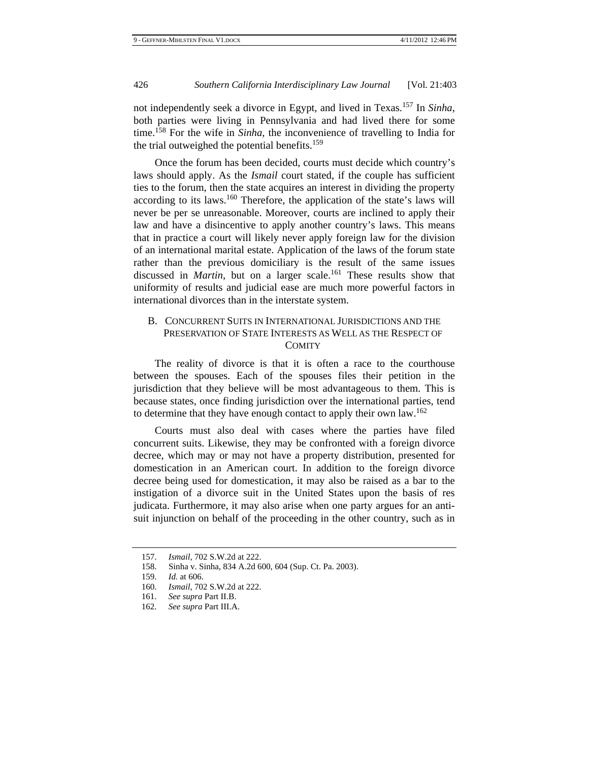not independently seek a divorce in Egypt, and lived in Texas.[157] In *Sinha*, both parties were living in Pennsylvania and had lived there for some time.[158] For the wife in *Sinha*, the inconvenience of travelling to India for the trial outweighed the potential benefits.[159]

Once the forum has been decided, courts must decide which country's laws should apply. As the *Ismail* court stated, if the couple has sufficient ties to the forum, then the state acquires an interest in dividing the property according to its laws.[160] Therefore, the application of the state's laws will never be per se unreasonable. Moreover, courts are inclined to apply their law and have a disincentive to apply another country's laws. This means that in practice a court will likely never apply foreign law for the division of an international marital estate. Application of the laws of the forum state rather than the previous domiciliary is the result of the same issues discussed in *Martin*, but on a larger scale.[161] These results show that uniformity of results and judicial ease are much more powerful factors in international divorces than in the interstate system.

### B. Concurrent Suits in International Jurisdictions and the Preservation of State Interests as Well as the Respect of Comity

The reality of divorce is that it is often a race to the courthouse between the spouses. Each of the spouses files their petition in the jurisdiction that they believe will be most advantageous to them. This is because states, once finding jurisdiction over the international parties, tend to determine that they have enough contact to apply their own law.[162]

Courts must also deal with cases where the parties have filed concurrent suits. Likewise, they may be confronted with a foreign divorce decree, which may or may not have a property distribution, presented for domestication in an American court. In addition to the foreign divorce decree being used for domestication, it may also be raised as a bar to the instigation of a divorce suit in the United States upon the basis of res judicata. Furthermore, it may also arise when one party argues for an anti-suit injunction on behalf of the proceeding in the other country, such as in

157. *Ismail*, 702 S.W.2d at 222.

158. Sinha v. Sinha, 834 A.2d 600, 604 (Sup. Ct. Pa. 2003).

159. *Id.* at 606.

160. *Ismail*, 702 S.W.2d at 222.

161. *See supra* Part II.B.

162. *See supra* Part III.A.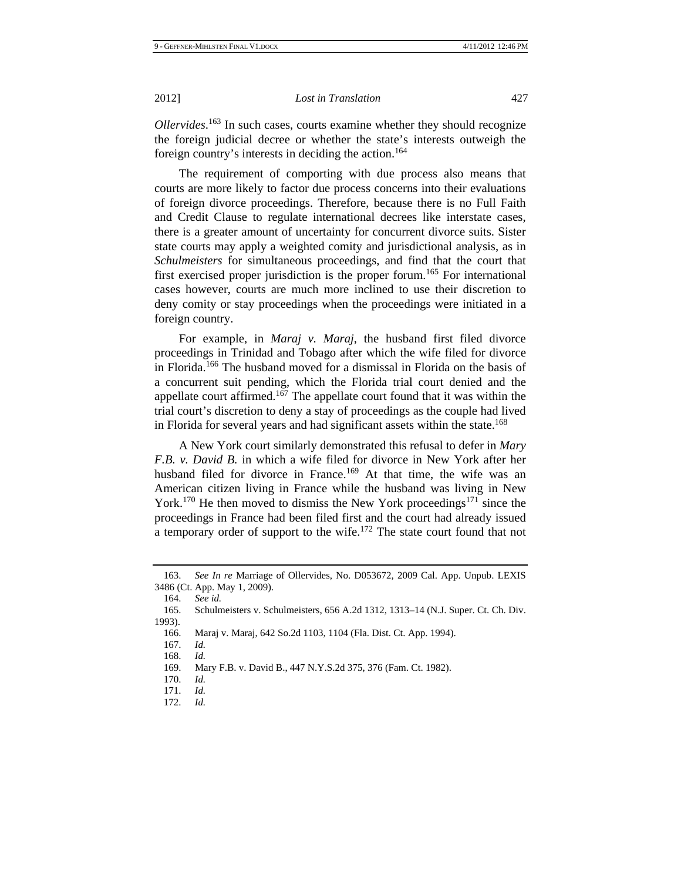*Ollervides*.[163] In such cases, courts examine whether they should recognize the foreign judicial decree or whether the state's interests outweigh the foreign country's interests in deciding the action.[164]

The requirement of comporting with due process also means that courts are more likely to factor due process concerns into their evaluations of foreign divorce proceedings. Therefore, because there is no Full Faith and Credit Clause to regulate international decrees like interstate cases, there is a greater amount of uncertainty for concurrent divorce suits. Sister state courts may apply a weighted comity and jurisdictional analysis, as in *Schulmeisters* for simultaneous proceedings, and find that the court that first exercised proper jurisdiction is the proper forum.[165] For international cases however, courts are much more inclined to use their discretion to deny comity or stay proceedings when the proceedings were initiated in a foreign country.

For example, in *Maraj v. Maraj*, the husband first filed divorce proceedings in Trinidad and Tobago after which the wife filed for divorce in Florida.[166] The husband moved for a dismissal in Florida on the basis of a concurrent suit pending, which the Florida trial court denied and the appellate court affirmed.[167] The appellate court found that it was within the trial court's discretion to deny a stay of proceedings as the couple had lived in Florida for several years and had significant assets within the state.[168]

A New York court similarly demonstrated this refusal to defer in *Mary F.B. v. David B.* in which a wife filed for divorce in New York after her husband filed for divorce in France.[169] At that time, the wife was an American citizen living in France while the husband was living in New York.[170] He then moved to dismiss the New York proceedings[171] since the proceedings in France had been filed first and the court had already issued a temporary order of support to the wife.[172] The state court found that not

---

163. *See In re* Marriage of Ollervides, No. D053672, 2009 Cal. App. Unpub. LEXIS 3486 (Ct. App. May 1, 2009).

164. *See id.*

165. Schulmeisters v. Schulmeisters, 656 A.2d 1312, 1313–14 (N.J. Super. Ct. Ch. Div. 1993).

166. Maraj v. Maraj, 642 So.2d 1103, 1104 (Fla. Dist. Ct. App. 1994).

167. *Id.*

168. *Id.*

169. Mary F.B. v. David B., 447 N.Y.S.2d 375, 376 (Fam. Ct. 1982).

170. *Id.*

171. *Id.*

172. *Id.*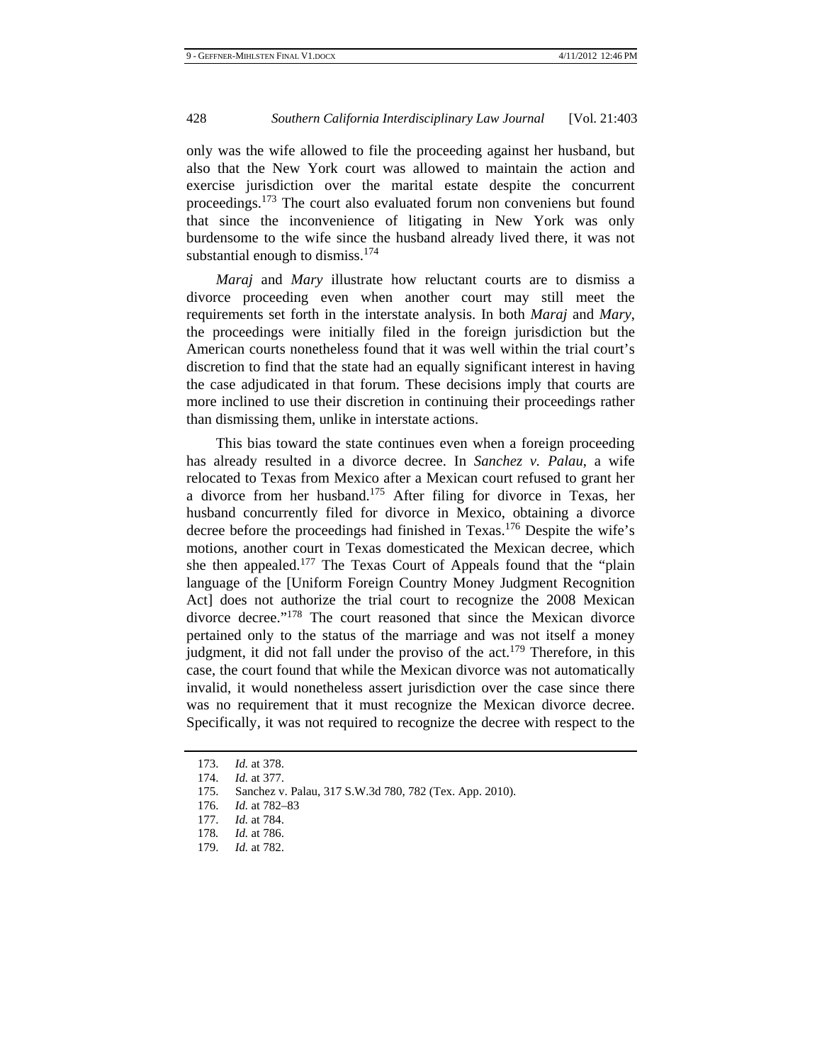only was the wife allowed to file the proceeding against her husband, but also that the New York court was allowed to maintain the action and exercise jurisdiction over the marital estate despite the concurrent proceedings.[173] The court also evaluated forum non conveniens but found that since the inconvenience of litigating in New York was only burdensome to the wife since the husband already lived there, it was not substantial enough to dismiss.[174]

*Maraj* and *Mary* illustrate how reluctant courts are to dismiss a divorce proceeding even when another court may still meet the requirements set forth in the interstate analysis. In both *Maraj* and *Mary*, the proceedings were initially filed in the foreign jurisdiction but the American courts nonetheless found that it was well within the trial court's discretion to find that the state had an equally significant interest in having the case adjudicated in that forum. These decisions imply that courts are more inclined to use their discretion in continuing their proceedings rather than dismissing them, unlike in interstate actions.

This bias toward the state continues even when a foreign proceeding has already resulted in a divorce decree. In *Sanchez v. Palau*, a wife relocated to Texas from Mexico after a Mexican court refused to grant her a divorce from her husband.[175] After filing for divorce in Texas, her husband concurrently filed for divorce in Mexico, obtaining a divorce decree before the proceedings had finished in Texas.[176] Despite the wife's motions, another court in Texas domesticated the Mexican decree, which she then appealed.[177] The Texas Court of Appeals found that the "plain language of the [Uniform Foreign Country Money Judgment Recognition Act] does not authorize the trial court to recognize the 2008 Mexican divorce decree."[178] The court reasoned that since the Mexican divorce pertained only to the status of the marriage and was not itself a money judgment, it did not fall under the proviso of the act.[179] Therefore, in this case, the court found that while the Mexican divorce was not automatically invalid, it would nonetheless assert jurisdiction over the case since there was no requirement that it must recognize the Mexican divorce decree. Specifically, it was not required to recognize the decree with respect to the

---

173. *Id.* at 378.
174. *Id.* at 377.
175. Sanchez v. Palau, 317 S.W.3d 780, 782 (Tex. App. 2010).
176. *Id.* at 782–83
177. *Id.* at 784.
178. *Id.* at 786.
179. *Id.* at 782.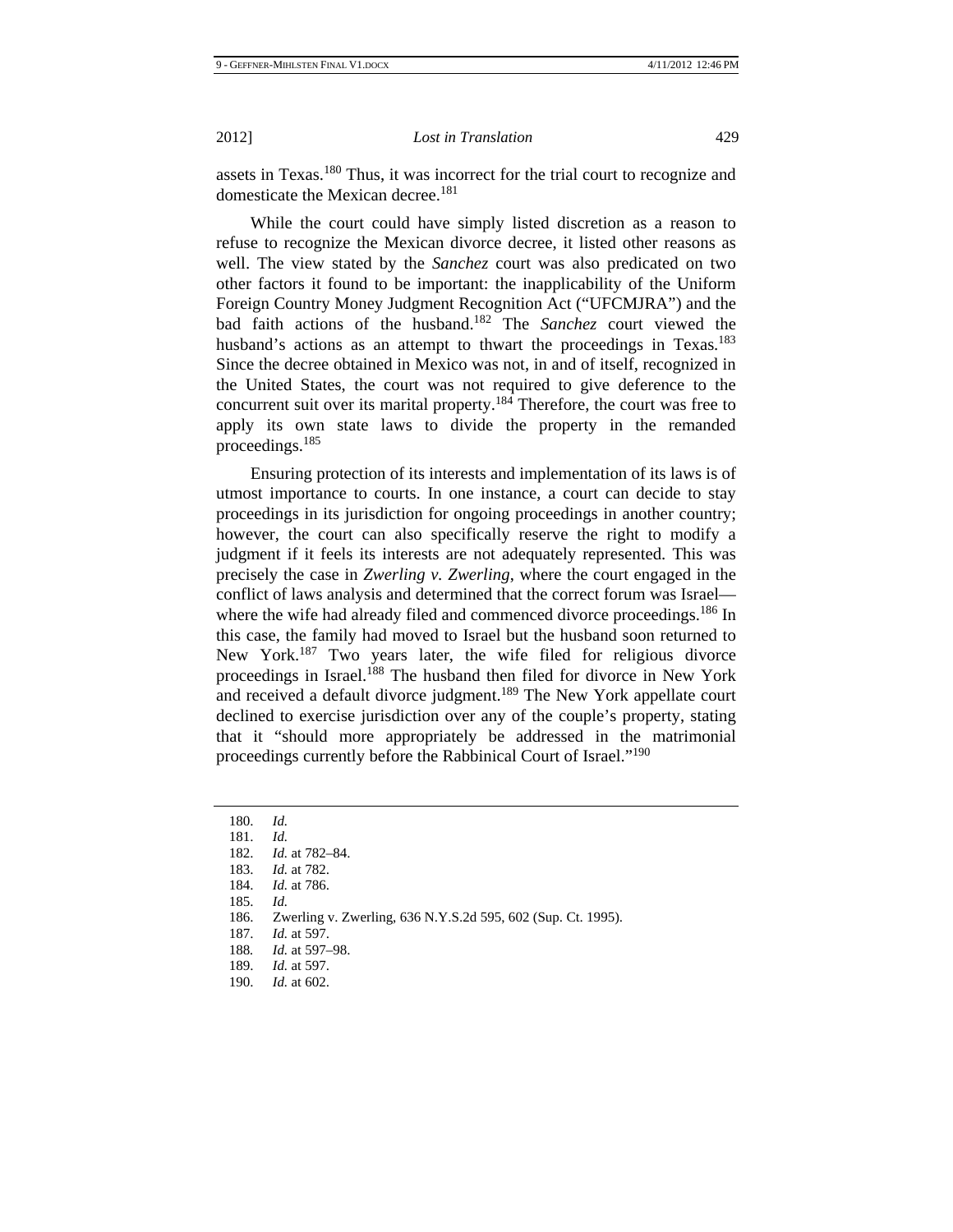assets in Texas.[180] Thus, it was incorrect for the trial court to recognize and domesticate the Mexican decree.[181]

While the court could have simply listed discretion as a reason to refuse to recognize the Mexican divorce decree, it listed other reasons as well. The view stated by the *Sanchez* court was also predicated on two other factors it found to be important: the inapplicability of the Uniform Foreign Country Money Judgment Recognition Act ("UFCMJRA") and the bad faith actions of the husband.[182] The *Sanchez* court viewed the husband's actions as an attempt to thwart the proceedings in Texas.[183] Since the decree obtained in Mexico was not, in and of itself, recognized in the United States, the court was not required to give deference to the concurrent suit over its marital property.[184] Therefore, the court was free to apply its own state laws to divide the property in the remanded proceedings.[185]

Ensuring protection of its interests and implementation of its laws is of utmost importance to courts. In one instance, a court can decide to stay proceedings in its jurisdiction for ongoing proceedings in another country; however, the court can also specifically reserve the right to modify a judgment if it feels its interests are not adequately represented. This was precisely the case in *Zwerling v. Zwerling*, where the court engaged in the conflict of laws analysis and determined that the correct forum was Israel—where the wife had already filed and commenced divorce proceedings.[186] In this case, the family had moved to Israel but the husband soon returned to New York.[187] Two years later, the wife filed for religious divorce proceedings in Israel.[188] The husband then filed for divorce in New York and received a default divorce judgment.[189] The New York appellate court declined to exercise jurisdiction over any of the couple's property, stating that it "should more appropriately be addressed in the matrimonial proceedings currently before the Rabbinical Court of Israel."[190]

---

180. *Id.*
181. *Id.*
182. *Id.* at 782–84.
183. *Id.* at 782.
184. *Id.* at 786.
185. *Id.*
186. Zwerling v. Zwerling, 636 N.Y.S.2d 595, 602 (Sup. Ct. 1995).
187. *Id.* at 597.
188. *Id.* at 597–98.
189. *Id.* at 597.
190. *Id.* at 602.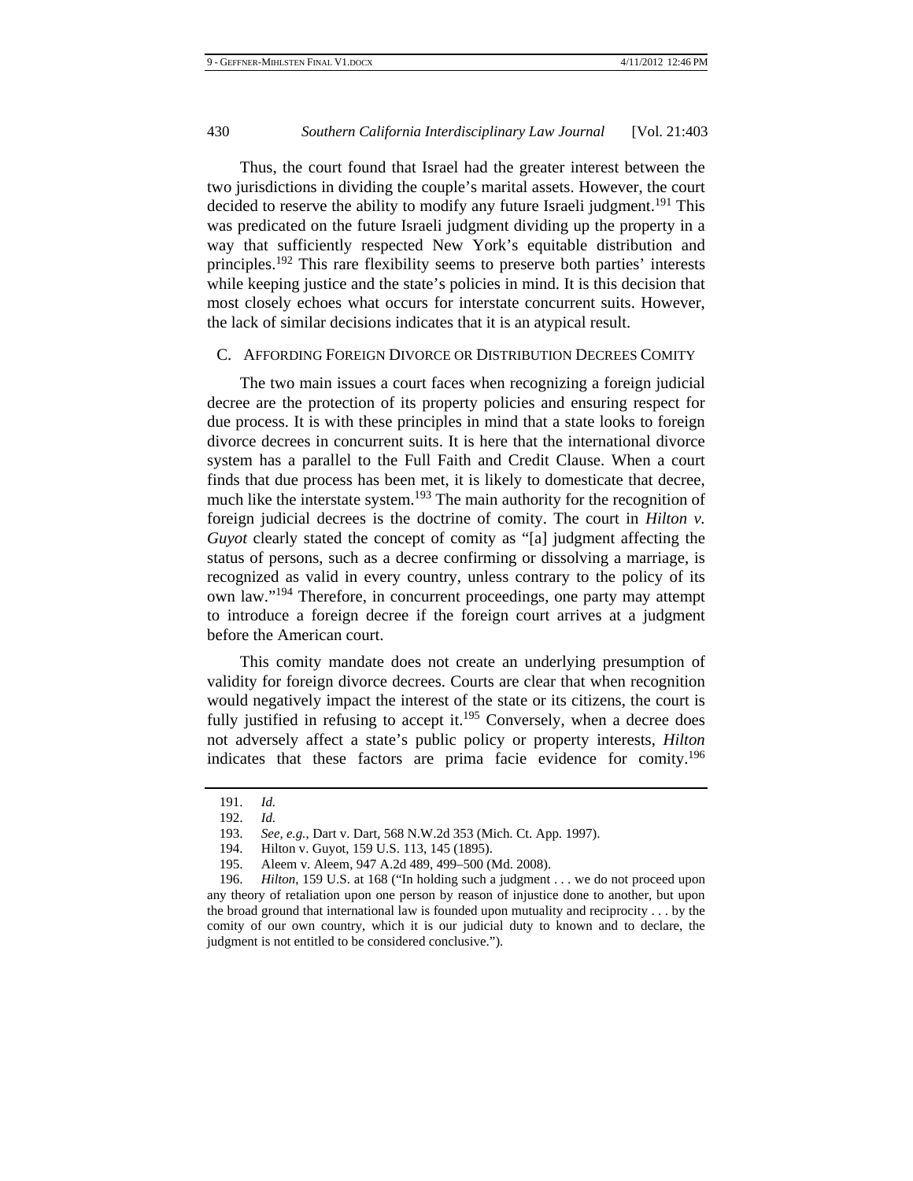Thus, the court found that Israel had the greater interest between the two jurisdictions in dividing the couple's marital assets. However, the court decided to reserve the ability to modify any future Israeli judgment.[191] This was predicated on the future Israeli judgment dividing up the property in a way that sufficiently respected New York's equitable distribution and principles.[192] This rare flexibility seems to preserve both parties' interests while keeping justice and the state's policies in mind. It is this decision that most closely echoes what occurs for interstate concurrent suits. However, the lack of similar decisions indicates that it is an atypical result.

### C. AFFORDING FOREIGN DIVORCE OR DISTRIBUTION DECREES COMITY

The two main issues a court faces when recognizing a foreign judicial decree are the protection of its property policies and ensuring respect for due process. It is with these principles in mind that a state looks to foreign divorce decrees in concurrent suits. It is here that the international divorce system has a parallel to the Full Faith and Credit Clause. When a court finds that due process has been met, it is likely to domesticate that decree, much like the interstate system.[193] The main authority for the recognition of foreign judicial decrees is the doctrine of comity. The court in *Hilton v. Guyot* clearly stated the concept of comity as "[a] judgment affecting the status of persons, such as a decree confirming or dissolving a marriage, is recognized as valid in every country, unless contrary to the policy of its own law."[194] Therefore, in concurrent proceedings, one party may attempt to introduce a foreign decree if the foreign court arrives at a judgment before the American court.

This comity mandate does not create an underlying presumption of validity for foreign divorce decrees. Courts are clear that when recognition would negatively impact the interest of the state or its citizens, the court is fully justified in refusing to accept it.[195] Conversely, when a decree does not adversely affect a state's public policy or property interests, *Hilton* indicates that these factors are prima facie evidence for comity.[196]

---

191. *Id.*

192. *Id.*

193. *See, e.g.*, Dart v. Dart, 568 N.W.2d 353 (Mich. Ct. App. 1997).

194. Hilton v. Guyot, 159 U.S. 113, 145 (1895).

195. Aleem v. Aleem, 947 A.2d 489, 499–500 (Md. 2008).

196. *Hilton*, 159 U.S. at 168 ("In holding such a judgment . . . we do not proceed upon any theory of retaliation upon one person by reason of injustice done to another, but upon the broad ground that international law is founded upon mutuality and reciprocity . . . by the comity of our own country, which it is our judicial duty to known and to declare, the judgment is not entitled to be considered conclusive.").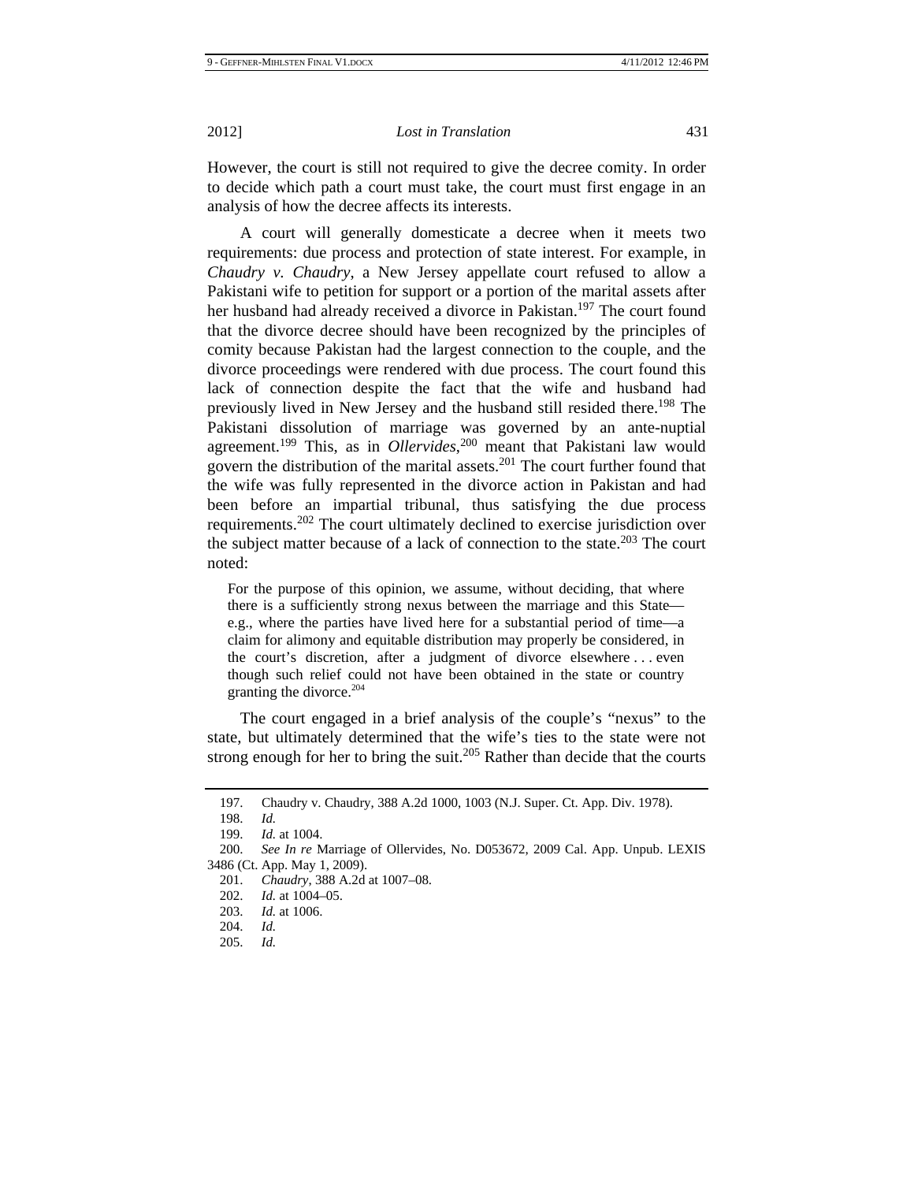However, the court is still not required to give the decree comity. In order to decide which path a court must take, the court must first engage in an analysis of how the decree affects its interests.

A court will generally domesticate a decree when it meets two requirements: due process and protection of state interest. For example, in *Chaudry v. Chaudry*, a New Jersey appellate court refused to allow a Pakistani wife to petition for support or a portion of the marital assets after her husband had already received a divorce in Pakistan.[197] The court found that the divorce decree should have been recognized by the principles of comity because Pakistan had the largest connection to the couple, and the divorce proceedings were rendered with due process. The court found this lack of connection despite the fact that the wife and husband had previously lived in New Jersey and the husband still resided there.[198] The Pakistani dissolution of marriage was governed by an ante-nuptial agreement.[199] This, as in *Ollervides*,[200] meant that Pakistani law would govern the distribution of the marital assets.[201] The court further found that the wife was fully represented in the divorce action in Pakistan and had been before an impartial tribunal, thus satisfying the due process requirements.[202] The court ultimately declined to exercise jurisdiction over the subject matter because of a lack of connection to the state.[203] The court noted:

> For the purpose of this opinion, we assume, without deciding, that where there is a sufficiently strong nexus between the marriage and this State—e.g., where the parties have lived here for a substantial period of time—a claim for alimony and equitable distribution may properly be considered, in the court's discretion, after a judgment of divorce elsewhere . . . even though such relief could not have been obtained in the state or country granting the divorce.[204]

The court engaged in a brief analysis of the couple's "nexus" to the state, but ultimately determined that the wife's ties to the state were not strong enough for her to bring the suit.[205] Rather than decide that the courts

---

197. Chaudry v. Chaudry, 388 A.2d 1000, 1003 (N.J. Super. Ct. App. Div. 1978).

198. *Id.*

199. *Id.* at 1004.

200. *See In re* Marriage of Ollervides, No. D053672, 2009 Cal. App. Unpub. LEXIS 3486 (Ct. App. May 1, 2009).

201. *Chaudry*, 388 A.2d at 1007–08.

202. *Id.* at 1004–05.

203. *Id.* at 1006.

204. *Id.*

205. *Id.*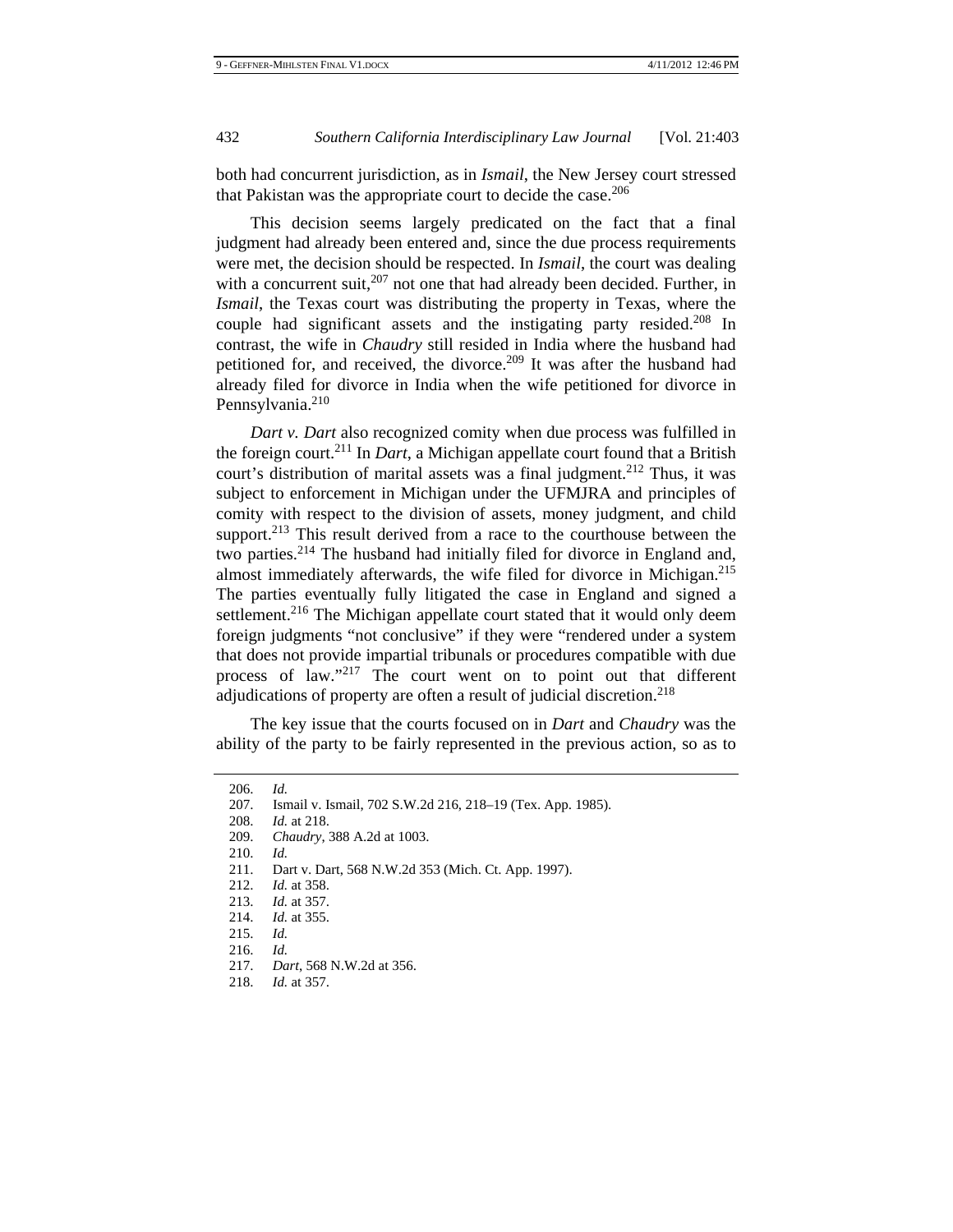both had concurrent jurisdiction, as in *Ismail*, the New Jersey court stressed that Pakistan was the appropriate court to decide the case.[206]

This decision seems largely predicated on the fact that a final judgment had already been entered and, since the due process requirements were met, the decision should be respected. In *Ismail*, the court was dealing with a concurrent suit,[207] not one that had already been decided. Further, in *Ismail*, the Texas court was distributing the property in Texas, where the couple had significant assets and the instigating party resided.[208] In contrast, the wife in *Chaudry* still resided in India where the husband had petitioned for, and received, the divorce.[209] It was after the husband had already filed for divorce in India when the wife petitioned for divorce in Pennsylvania.[210]

*Dart v. Dart* also recognized comity when due process was fulfilled in the foreign court.[211] In *Dart*, a Michigan appellate court found that a British court's distribution of marital assets was a final judgment.[212] Thus, it was subject to enforcement in Michigan under the UFMJRA and principles of comity with respect to the division of assets, money judgment, and child support.[213] This result derived from a race to the courthouse between the two parties.[214] The husband had initially filed for divorce in England and, almost immediately afterwards, the wife filed for divorce in Michigan.[215] The parties eventually fully litigated the case in England and signed a settlement.[216] The Michigan appellate court stated that it would only deem foreign judgments "not conclusive" if they were "rendered under a system that does not provide impartial tribunals or procedures compatible with due process of law."[217] The court went on to point out that different adjudications of property are often a result of judicial discretion.[218]

The key issue that the courts focused on in *Dart* and *Chaudry* was the ability of the party to be fairly represented in the previous action, so as to

---

206. *Id.*
207. Ismail v. Ismail, 702 S.W.2d 216, 218–19 (Tex. App. 1985).
208. *Id.* at 218.
209. *Chaudry*, 388 A.2d at 1003.
210. *Id.*
211. Dart v. Dart, 568 N.W.2d 353 (Mich. Ct. App. 1997).
212. *Id.* at 358.
213. *Id.* at 357.
214. *Id.* at 355.
215. *Id.*
216. *Id.*
217. *Dart*, 568 N.W.2d at 356.
218. *Id.* at 357.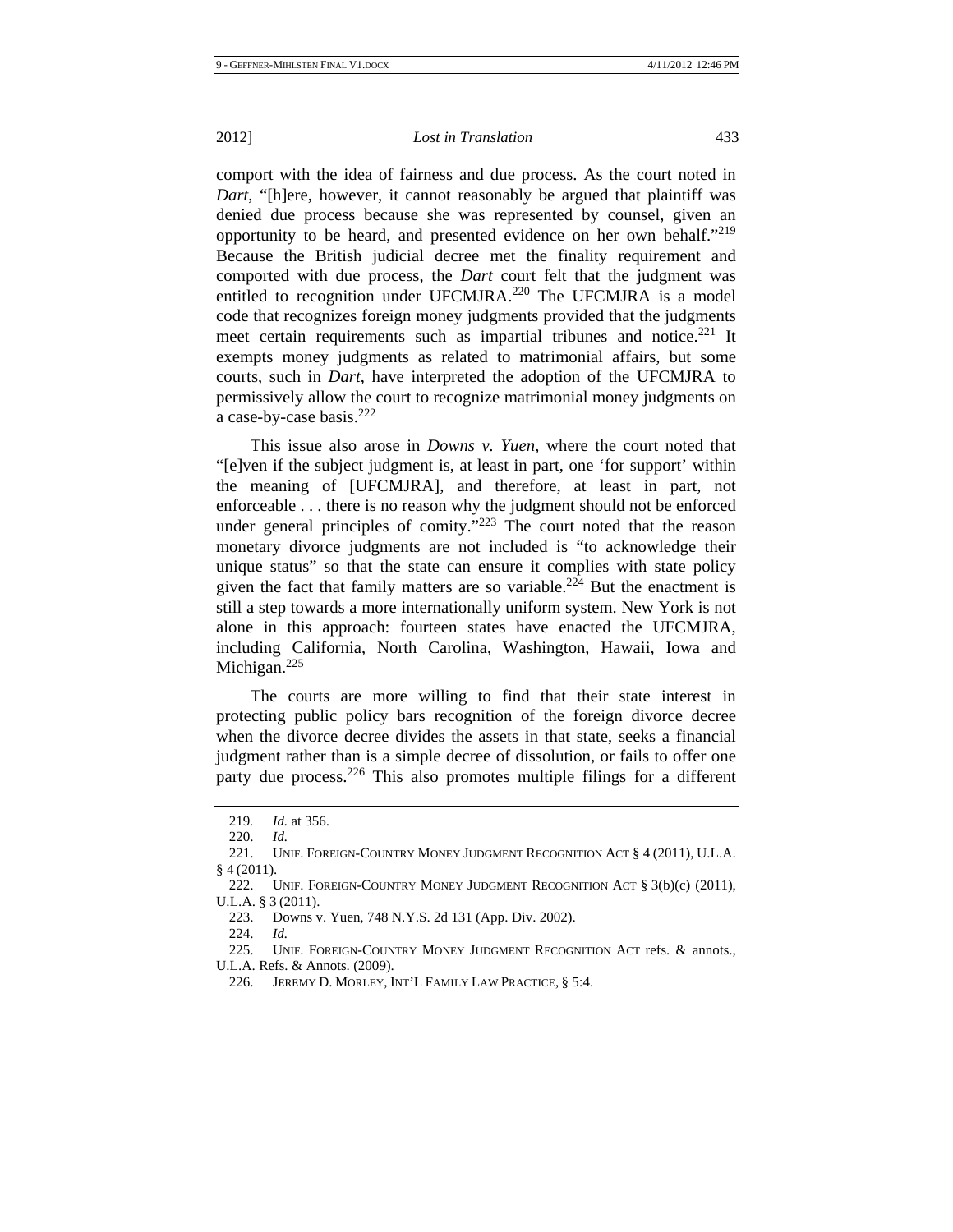comport with the idea of fairness and due process. As the court noted in *Dart*, "[h]ere, however, it cannot reasonably be argued that plaintiff was denied due process because she was represented by counsel, given an opportunity to be heard, and presented evidence on her own behalf."[219] Because the British judicial decree met the finality requirement and comported with due process, the *Dart* court felt that the judgment was entitled to recognition under UFCMJRA.[220] The UFCMJRA is a model code that recognizes foreign money judgments provided that the judgments meet certain requirements such as impartial tribunes and notice.[221] It exempts money judgments as related to matrimonial affairs, but some courts, such in *Dart*, have interpreted the adoption of the UFCMJRA to permissively allow the court to recognize matrimonial money judgments on a case-by-case basis.[222]

This issue also arose in *Downs v. Yuen*, where the court noted that "[e]ven if the subject judgment is, at least in part, one 'for support' within the meaning of [UFCMJRA], and therefore, at least in part, not enforceable . . . there is no reason why the judgment should not be enforced under general principles of comity."[223] The court noted that the reason monetary divorce judgments are not included is "to acknowledge their unique status" so that the state can ensure it complies with state policy given the fact that family matters are so variable.[224] But the enactment is still a step towards a more internationally uniform system. New York is not alone in this approach: fourteen states have enacted the UFCMJRA, including California, North Carolina, Washington, Hawaii, Iowa and Michigan.[225]

The courts are more willing to find that their state interest in protecting public policy bars recognition of the foreign divorce decree when the divorce decree divides the assets in that state, seeks a financial judgment rather than is a simple decree of dissolution, or fails to offer one party due process.[226] This also promotes multiple filings for a different

---

219. *Id.* at 356.

220. *Id.*

221. UNIF. FOREIGN-COUNTRY MONEY JUDGMENT RECOGNITION ACT § 4 (2011), U.L.A. § 4 (2011).

222. UNIF. FOREIGN-COUNTRY MONEY JUDGMENT RECOGNITION ACT § 3(b)(c) (2011), U.L.A. § 3 (2011).

223. Downs v. Yuen, 748 N.Y.S. 2d 131 (App. Div. 2002).

224. *Id.*

225. UNIF. FOREIGN-COUNTRY MONEY JUDGMENT RECOGNITION ACT refs. & annots., U.L.A. Refs. & Annots. (2009).

226. JEREMY D. MORLEY, INT'L FAMILY LAW PRACTICE, § 5:4.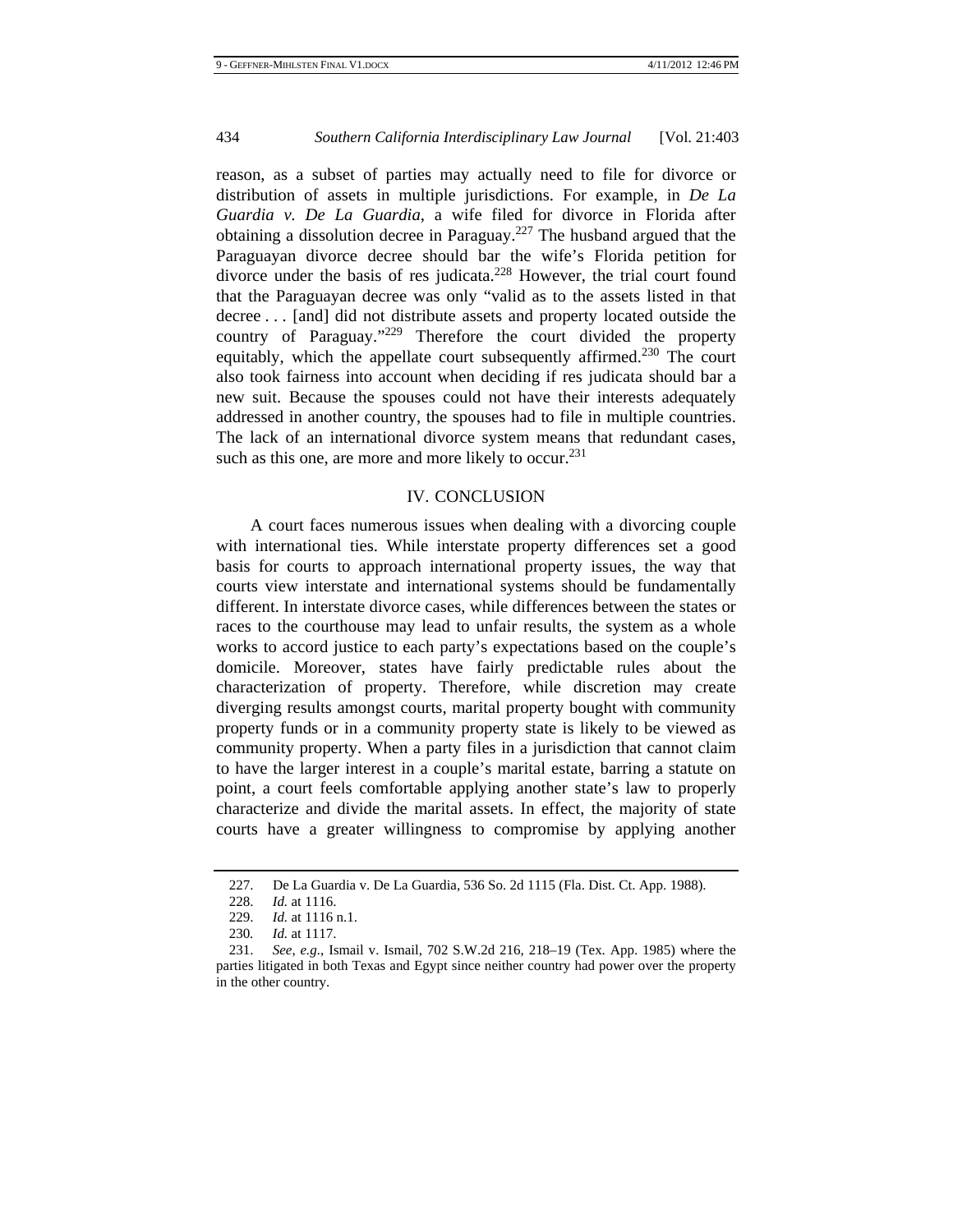reason, as a subset of parties may actually need to file for divorce or distribution of assets in multiple jurisdictions. For example, in *De La Guardia v. De La Guardia*, a wife filed for divorce in Florida after obtaining a dissolution decree in Paraguay.[227] The husband argued that the Paraguayan divorce decree should bar the wife's Florida petition for divorce under the basis of res judicata.[228] However, the trial court found that the Paraguayan decree was only "valid as to the assets listed in that decree . . . [and] did not distribute assets and property located outside the country of Paraguay."[229] Therefore the court divided the property equitably, which the appellate court subsequently affirmed.[230] The court also took fairness into account when deciding if res judicata should bar a new suit. Because the spouses could not have their interests adequately addressed in another country, the spouses had to file in multiple countries. The lack of an international divorce system means that redundant cases, such as this one, are more and more likely to occur.[231]

## IV. CONCLUSION

A court faces numerous issues when dealing with a divorcing couple with international ties. While interstate property differences set a good basis for courts to approach international property issues, the way that courts view interstate and international systems should be fundamentally different. In interstate divorce cases, while differences between the states or races to the courthouse may lead to unfair results, the system as a whole works to accord justice to each party's expectations based on the couple's domicile. Moreover, states have fairly predictable rules about the characterization of property. Therefore, while discretion may create diverging results amongst courts, marital property bought with community property funds or in a community property state is likely to be viewed as community property. When a party files in a jurisdiction that cannot claim to have the larger interest in a couple's marital estate, barring a statute on point, a court feels comfortable applying another state's law to properly characterize and divide the marital assets. In effect, the majority of state courts have a greater willingness to compromise by applying another

---

227. De La Guardia v. De La Guardia, 536 So. 2d 1115 (Fla. Dist. Ct. App. 1988).

228. *Id.* at 1116.

229. *Id.* at 1116 n.1.

230. *Id.* at 1117.

231. *See, e.g.*, Ismail v. Ismail, 702 S.W.2d 216, 218–19 (Tex. App. 1985) where the parties litigated in both Texas and Egypt since neither country had power over the property in the other country.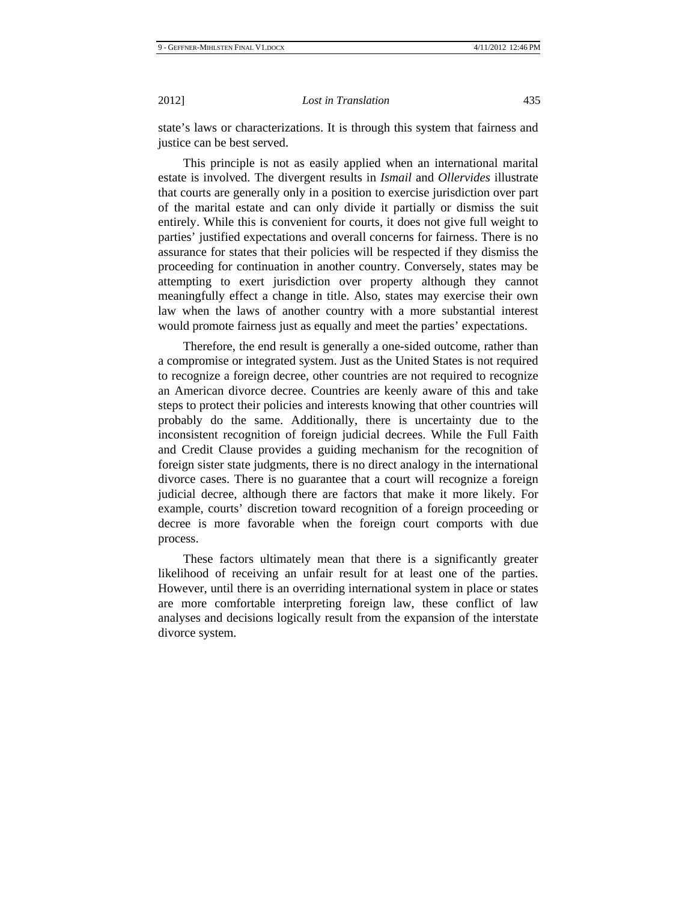state's laws or characterizations. It is through this system that fairness and justice can be best served.

This principle is not as easily applied when an international marital estate is involved. The divergent results in *Ismail* and *Ollervides* illustrate that courts are generally only in a position to exercise jurisdiction over part of the marital estate and can only divide it partially or dismiss the suit entirely. While this is convenient for courts, it does not give full weight to parties' justified expectations and overall concerns for fairness. There is no assurance for states that their policies will be respected if they dismiss the proceeding for continuation in another country. Conversely, states may be attempting to exert jurisdiction over property although they cannot meaningfully effect a change in title. Also, states may exercise their own law when the laws of another country with a more substantial interest would promote fairness just as equally and meet the parties' expectations.

Therefore, the end result is generally a one-sided outcome, rather than a compromise or integrated system. Just as the United States is not required to recognize a foreign decree, other countries are not required to recognize an American divorce decree. Countries are keenly aware of this and take steps to protect their policies and interests knowing that other countries will probably do the same. Additionally, there is uncertainty due to the inconsistent recognition of foreign judicial decrees. While the Full Faith and Credit Clause provides a guiding mechanism for the recognition of foreign sister state judgments, there is no direct analogy in the international divorce cases. There is no guarantee that a court will recognize a foreign judicial decree, although there are factors that make it more likely. For example, courts' discretion toward recognition of a foreign proceeding or decree is more favorable when the foreign court comports with due process.

These factors ultimately mean that there is a significantly greater likelihood of receiving an unfair result for at least one of the parties. However, until there is an overriding international system in place or states are more comfortable interpreting foreign law, these conflict of law analyses and decisions logically result from the expansion of the interstate divorce system.